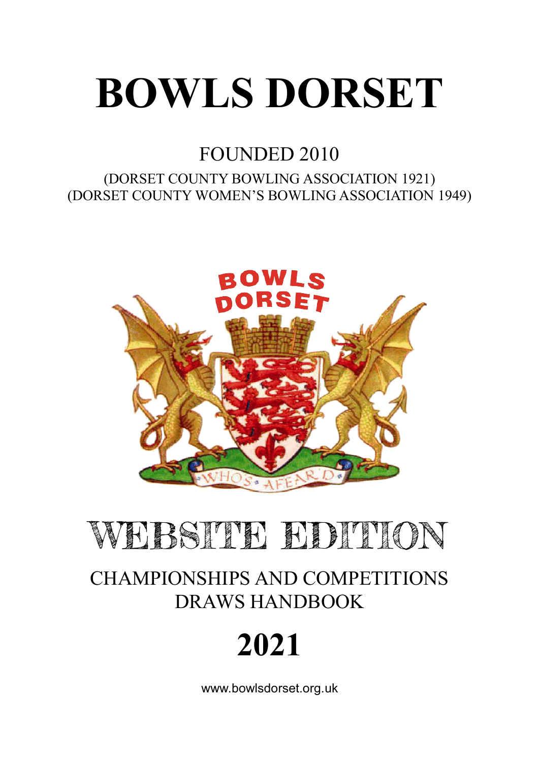# BOWLS DORSET

## FOUNDED 2010

(DORSET COUNTY BOWLING ASSOCIATION 1921)
(DORSET COUNTY WOMEN'S BOWLING ASSOCIATION 1949)

# WEBSITE EDITION

## CHAMPIONSHIPS AND COMPETITIONS DRAWS HANDBOOK

# 2021

www.bowlsdorset.org.uk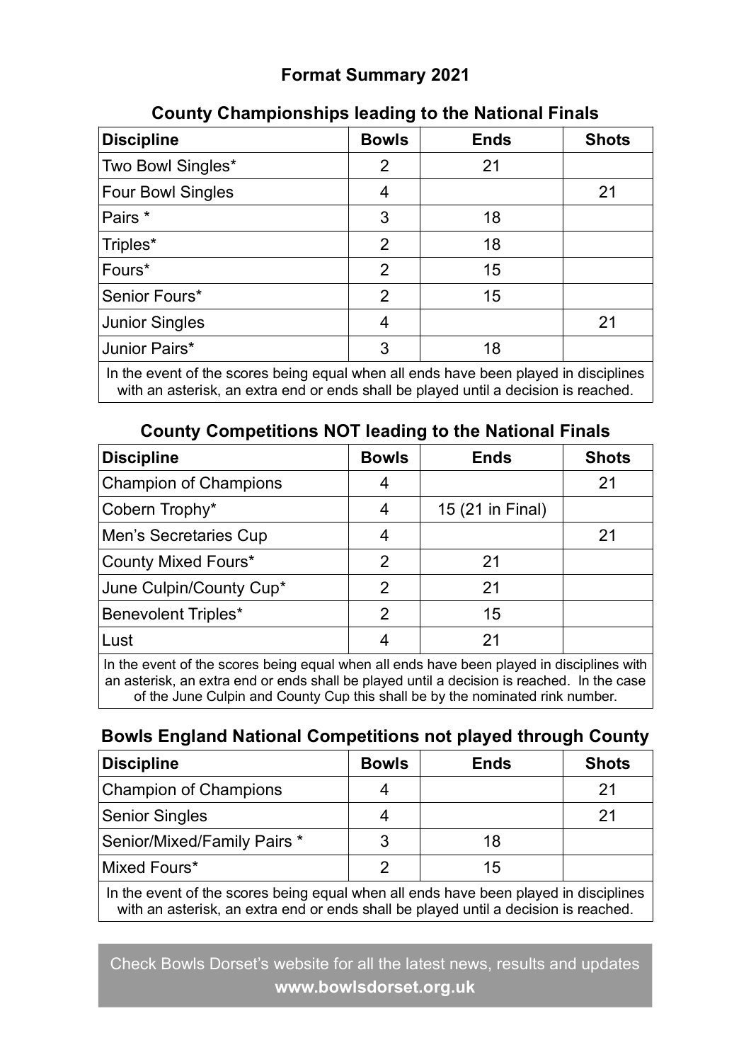# Format Summary 2021

## County Championships leading to the National Finals

| Discipline | Bowls | Ends | Shots |
|---|---|---|---|
| Two Bowl Singles* | 2 | 21 | |
| Four Bowl Singles | 4 | | 21 |
| Pairs * | 3 | 18 | |
| Triples* | 2 | 18 | |
| Fours* | 2 | 15 | |
| Senior Fours* | 2 | 15 | |
| Junior Singles | 4 | | 21 |
| Junior Pairs* | 3 | 18 | |

In the event of the scores being equal when all ends have been played in disciplines with an asterisk, an extra end or ends shall be played until a decision is reached.

## County Competitions NOT leading to the National Finals

| Discipline | Bowls | Ends | Shots |
|---|---|---|---|
| Champion of Champions | 4 | | 21 |
| Cobern Trophy* | 4 | 15 (21 in Final) | |
| Men's Secretaries Cup | 4 | | 21 |
| County Mixed Fours* | 2 | 21 | |
| June Culpin/County Cup* | 2 | 21 | |
| Benevolent Triples* | 2 | 15 | |
| Lust | 4 | 21 | |

In the event of the scores being equal when all ends have been played in disciplines with an asterisk, an extra end or ends shall be played until a decision is reached. In the case of the June Culpin and County Cup this shall be by the nominated rink number.

## Bowls England National Competitions not played through County

| Discipline | Bowls | Ends | Shots |
|---|---|---|---|
| Champion of Champions | 4 | | 21 |
| Senior Singles | 4 | | 21 |
| Senior/Mixed/Family Pairs * | 3 | 18 | |
| Mixed Fours* | 2 | 15 | |

In the event of the scores being equal when all ends have been played in disciplines with an asterisk, an extra end or ends shall be played until a decision is reached.

Check Bowls Dorset's website for all the latest news, results and updates
**www.bowlsdorset.org.uk**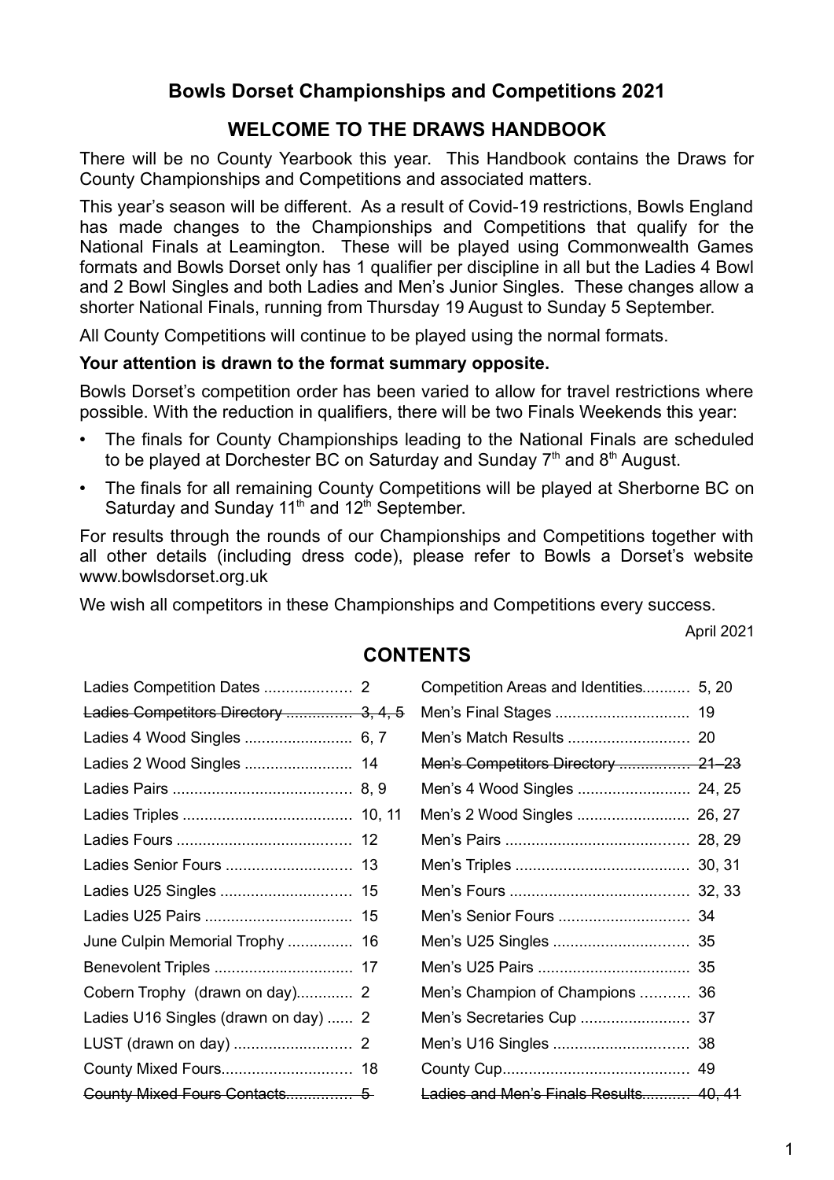# Bowls Dorset Championships and Competitions 2021

## WELCOME TO THE DRAWS HANDBOOK

There will be no County Yearbook this year. This Handbook contains the Draws for County Championships and Competitions and associated matters.

This year's season will be different. As a result of Covid-19 restrictions, Bowls England has made changes to the Championships and Competitions that qualify for the National Finals at Leamington. These will be played using Commonwealth Games formats and Bowls Dorset only has 1 qualifier per discipline in all but the Ladies 4 Bowl and 2 Bowl Singles and both Ladies and Men's Junior Singles. These changes allow a shorter National Finals, running from Thursday 19 August to Sunday 5 September.

All County Competitions will continue to be played using the normal formats.

**Your attention is drawn to the format summary opposite.**

Bowls Dorset's competition order has been varied to allow for travel restrictions where possible. With the reduction in qualifiers, there will be two Finals Weekends this year:

- The finals for County Championships leading to the National Finals are scheduled to be played at Dorchester BC on Saturday and Sunday 7th and 8th August.
- The finals for all remaining County Competitions will be played at Sherborne BC on Saturday and Sunday 11th and 12th September.

For results through the rounds of our Championships and Competitions together with all other details (including dress code), please refer to Bowls a Dorset's website www.bowlsdorset.org.uk

We wish all competitors in these Championships and Competitions every success.

April 2021

## CONTENTS

| | | | |
|---|---|---|---|
| Ladies Competition Dates | 2 | Competition Areas and Identities | 5, 20 |
| ~~Ladies Competitors Directory~~ | ~~3, 4, 5~~ | Men's Final Stages | 19 |
| Ladies 4 Wood Singles | 6, 7 | Men's Match Results | 20 |
| Ladies 2 Wood Singles | 14 | ~~Men's Competitors Directory~~ | ~~21–23~~ |
| Ladies Pairs | 8, 9 | Men's 4 Wood Singles | 24, 25 |
| Ladies Triples | 10, 11 | Men's 2 Wood Singles | 26, 27 |
| Ladies Fours | 12 | Men's Pairs | 28, 29 |
| Ladies Senior Fours | 13 | Men's Triples | 30, 31 |
| Ladies U25 Singles | 15 | Men's Fours | 32, 33 |
| Ladies U25 Pairs | 15 | Men's Senior Fours | 34 |
| June Culpin Memorial Trophy | 16 | Men's U25 Singles | 35 |
| Benevolent Triples | 17 | Men's U25 Pairs | 35 |
| Cobern Trophy (drawn on day) | 2 | Men's Champion of Champions | 36 |
| Ladies U16 Singles (drawn on day) | 2 | Men's Secretaries Cup | 37 |
| LUST (drawn on day) | 2 | Men's U16 Singles | 38 |
| County Mixed Fours | 18 | County Cup | 49 |
| ~~County Mixed Fours Contacts~~ | ~~5~~ | ~~Ladies and Men's Finals Results~~ | ~~40, 41~~ |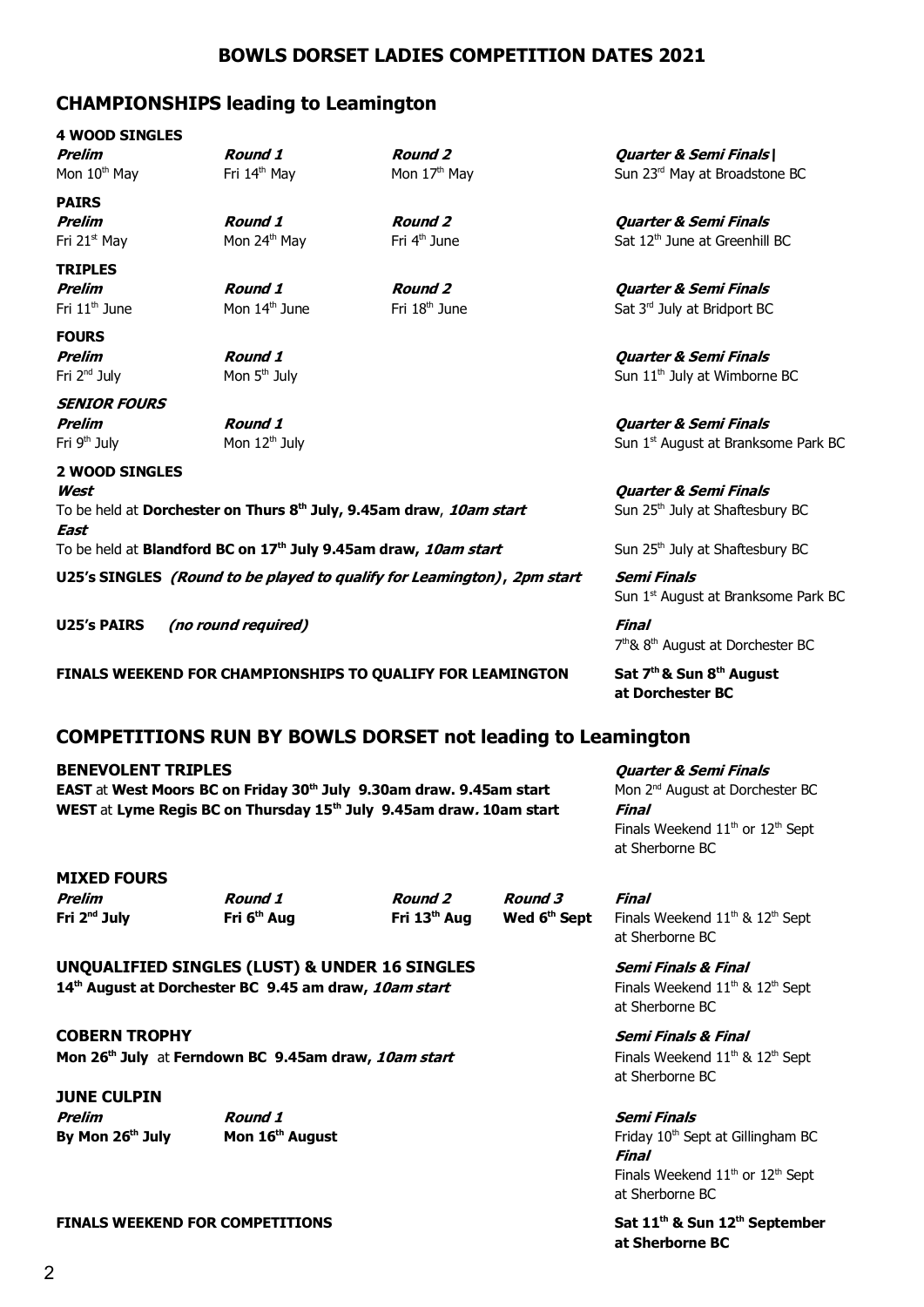# BOWLS DORSET LADIES COMPETITION DATES 2021

## CHAMPIONSHIPS leading to Leamington

**4 WOOD SINGLES**

| *Prelim* | *Round 1* | *Round 2* | *Quarter & Semi Finals* |
|---|---|---|---|
| Mon 10th May | Fri 14th May | Mon 17th May | Sun 23rd May at Broadstone BC |

**PAIRS**

| *Prelim* | *Round 1* | *Round 2* | *Quarter & Semi Finals* |
|---|---|---|---|
| Fri 21st May | Mon 24th May | Fri 4th June | Sat 12th June at Greenhill BC |

**TRIPLES**

| *Prelim* | *Round 1* | *Round 2* | *Quarter & Semi Finals* |
|---|---|---|---|
| Fri 11th June | Mon 14th June | Fri 18th June | Sat 3rd July at Bridport BC |

**FOURS**

| *Prelim* | *Round 1* | *Quarter & Semi Finals* |
|---|---|---|
| Fri 2nd July | Mon 5th July | Sun 11th July at Wimborne BC |

***SENIOR FOURS***

| *Prelim* | *Round 1* | *Quarter & Semi Finals* |
|---|---|---|
| Fri 9th July | Mon 12th July | Sun 1st August at Branksome Park BC |

**2 WOOD SINGLES**

***West*** — To be held at **Dorchester on Thurs 8th July, 9.45am draw**, ***10am start***

***East*** — To be held at **Blandford BC on 17th July 9.45am draw, *10am start***

***Quarter & Semi Finals*** — Sun 25th July at Shaftesbury BC (West); Sun 25th July at Shaftesbury BC (East)

**U25's SINGLES** ***(Round to be played to qualify for Leamington)*, 2pm start** — ***Semi Finals*** Sun 1st August at Branksome Park BC

**U25's PAIRS** ***(no round required)*** — ***Final*** 7th & 8th August at Dorchester BC

**FINALS WEEKEND FOR CHAMPIONSHIPS TO QUALIFY FOR LEAMINGTON** — **Sat 7th & Sun 8th August at Dorchester BC**

## COMPETITIONS RUN BY BOWLS DORSET not leading to Leamington

**BENEVOLENT TRIPLES**

**EAST** at **West Moors BC on Friday 30th July 9.30am draw. 9.45am start**

**WEST** at **Lyme Regis BC on Thursday 15th July 9.45am draw. 10am start**

***Quarter & Semi Finals*** Mon 2nd August at Dorchester BC

***Final*** Finals Weekend 11th or 12th Sept at Sherborne BC

**MIXED FOURS**

| *Prelim* | *Round 1* | *Round 2* | *Round 3* | *Final* |
|---|---|---|---|---|
| **Fri 2nd July** | **Fri 6th Aug** | **Fri 13th Aug** | **Wed 6th Sept** | Finals Weekend 11th & 12th Sept at Sherborne BC |

**UNQUALIFIED SINGLES (LUST) & UNDER 16 SINGLES**

**14th August at Dorchester BC 9.45 am draw, *10am start***

***Semi Finals & Final*** Finals Weekend 11th & 12th Sept at Sherborne BC

**COBERN TROPHY**

**Mon 26th July** at **Ferndown BC 9.45am draw, *10am start***

***Semi Finals & Final*** Finals Weekend 11th & 12th Sept at Sherborne BC

**JUNE CULPIN**

| *Prelim* | *Round 1* | *Semi Finals* |
|---|---|---|
| **By Mon 26th July** | **Mon 16th August** | Friday 10th Sept at Gillingham BC |

***Final*** Finals Weekend 11th or 12th Sept at Sherborne BC

**FINALS WEEKEND FOR COMPETITIONS** — **Sat 11th & Sun 12th September at Sherborne BC**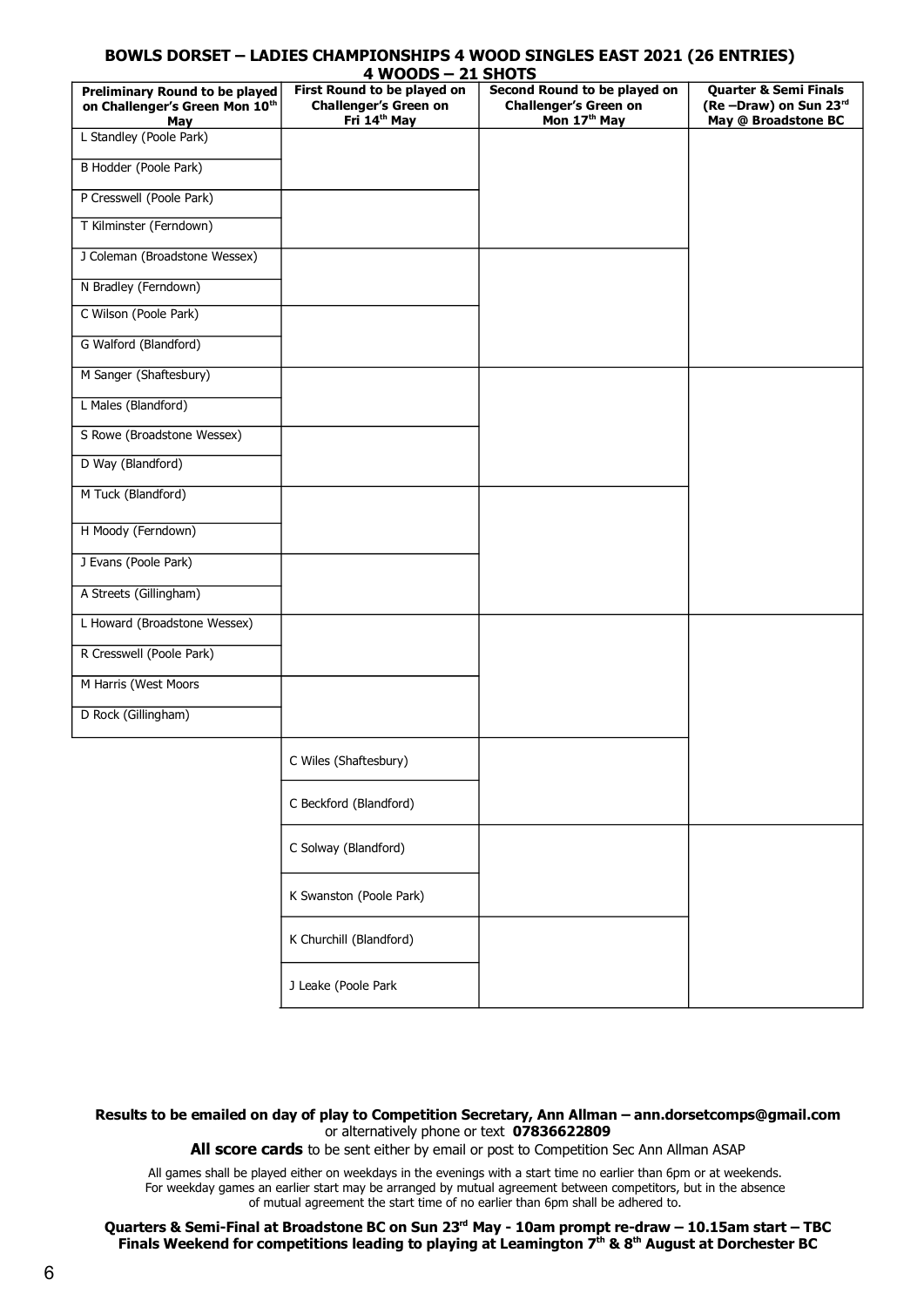## BOWLS DORSET – LADIES CHAMPIONSHIPS 4 WOOD SINGLES EAST 2021 (26 ENTRIES)

### 4 WOODS – 21 SHOTS

| Preliminary Round to be played on Challenger's Green Mon 10th May | First Round to be played on Challenger's Green on Fri 14th May | Second Round to be played on Challenger's Green on Mon 17th May | Quarter & Semi Finals (Re –Draw) on Sun 23rd May @ Broadstone BC |
|---|---|---|---|
| L Standley (Poole Park) | | | |
| B Hodder (Poole Park) | | | |
| P Cresswell (Poole Park) | | | |
| T Kilminster (Ferndown) | | | |
| J Coleman (Broadstone Wessex) | | | |
| N Bradley (Ferndown) | | | |
| C Wilson (Poole Park) | | | |
| G Walford (Blandford) | | | |
| M Sanger (Shaftesbury) | | | |
| L Males (Blandford) | | | |
| S Rowe (Broadstone Wessex) | | | |
| D Way (Blandford) | | | |
| M Tuck (Blandford) | | | |
| H Moody (Ferndown) | | | |
| J Evans (Poole Park) | | | |
| A Streets (Gillingham) | | | |
| L Howard (Broadstone Wessex) | | | |
| R Cresswell (Poole Park) | | | |
| M Harris (West Moors | | | |
| D Rock (Gillingham) | | | |
| | C Wiles (Shaftesbury) | | |
| | C Beckford (Blandford) | | |
| | C Solway (Blandford) | | |
| | K Swanston (Poole Park) | | |
| | K Churchill (Blandford) | | |
| | J Leake (Poole Park | | |

**Results to be emailed on day of play to Competition Secretary, Ann Allman – ann.dorsetcomps@gmail.com** or alternatively phone or text **07836622809**

**All score cards** to be sent either by email or post to Competition Sec Ann Allman ASAP

All games shall be played either on weekdays in the evenings with a start time no earlier than 6pm or at weekends. For weekday games an earlier start may be arranged by mutual agreement between competitors, but in the absence of mutual agreement the start time of no earlier than 6pm shall be adhered to.

**Quarters & Semi-Final at Broadstone BC on Sun 23rd May - 10am prompt re-draw – 10.15am start – TBC**
**Finals Weekend for competitions leading to playing at Leamington 7th & 8th August at Dorchester BC**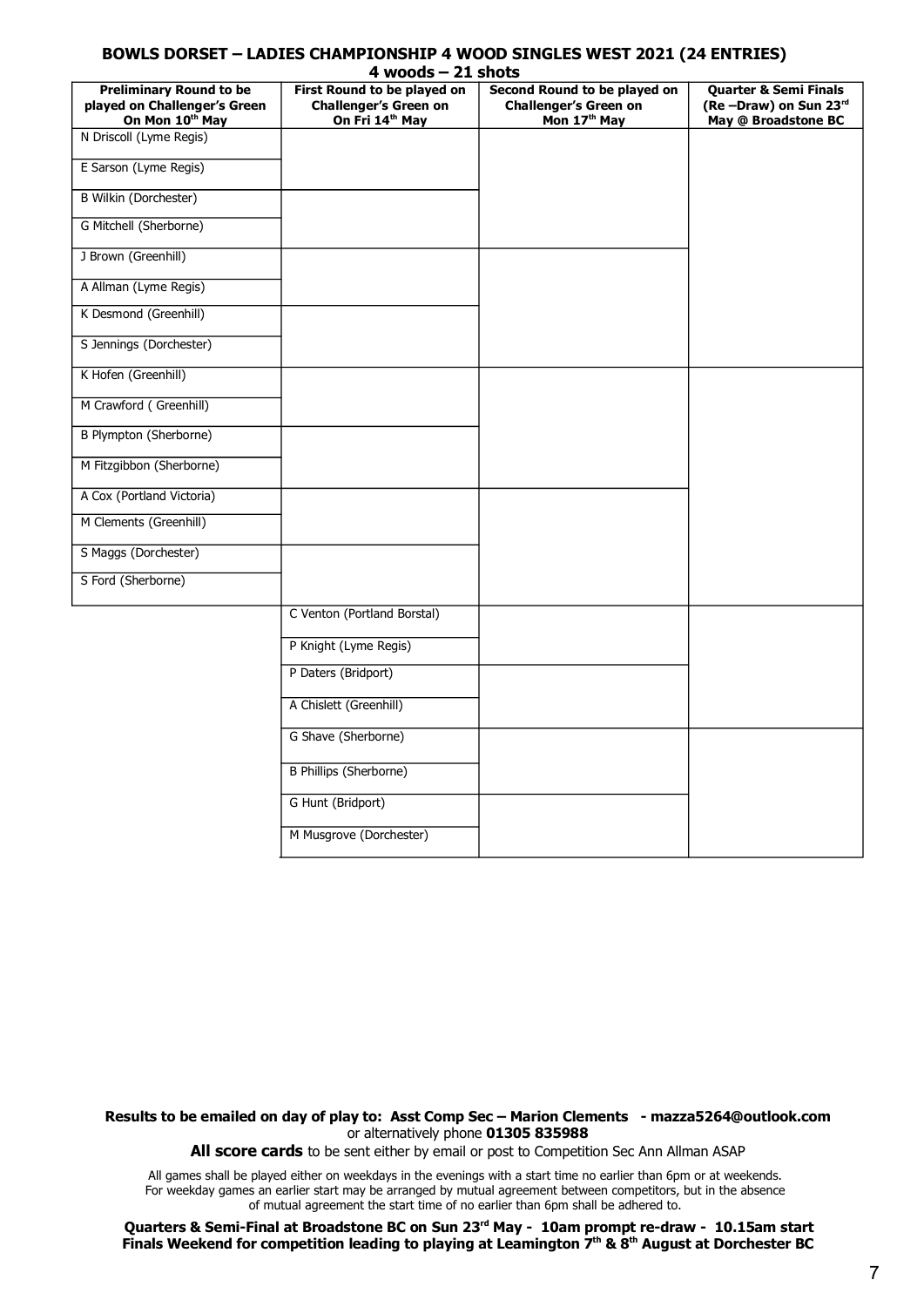# BOWLS DORSET – LADIES CHAMPIONSHIP 4 WOOD SINGLES WEST 2021 (24 ENTRIES)

**4 woods – 21 shots**

| Preliminary Round to be played on Challenger's Green On Mon 10th May | First Round to be played on Challenger's Green on On Fri 14th May | Second Round to be played on Challenger's Green on Mon 17th May | Quarter & Semi Finals (Re –Draw) on Sun 23rd May @ Broadstone BC |
|---|---|---|---|
| N Driscoll (Lyme Regis) | | | |
| E Sarson (Lyme Regis) | | | |
| B Wilkin (Dorchester) | | | |
| G Mitchell (Sherborne) | | | |
| J Brown (Greenhill) | | | |
| A Allman (Lyme Regis) | | | |
| K Desmond (Greenhill) | | | |
| S Jennings (Dorchester) | | | |
| K Hofen (Greenhill) | | | |
| M Crawford ( Greenhill) | | | |
| B Plympton (Sherborne) | | | |
| M Fitzgibbon (Sherborne) | | | |
| A Cox (Portland Victoria) | | | |
| M Clements (Greenhill) | | | |
| S Maggs (Dorchester) | | | |
| S Ford (Sherborne) | | | |
| | C Venton (Portland Borstal) | | |
| | P Knight (Lyme Regis) | | |
| | P Daters (Bridport) | | |
| | A Chislett (Greenhill) | | |
| | G Shave (Sherborne) | | |
| | B Phillips (Sherborne) | | |
| | G Hunt (Bridport) | | |
| | M Musgrove (Dorchester) | | |

**Results to be emailed on day of play to: Asst Comp Sec – Marion Clements - mazza5264@outlook.com** or alternatively phone **01305 835988**

**All score cards** to be sent either by email or post to Competition Sec Ann Allman ASAP

All games shall be played either on weekdays in the evenings with a start time no earlier than 6pm or at weekends. For weekday games an earlier start may be arranged by mutual agreement between competitors, but in the absence of mutual agreement the start time of no earlier than 6pm shall be adhered to.

**Quarters & Semi-Final at Broadstone BC on Sun 23rd May - 10am prompt re-draw - 10.15am start**
**Finals Weekend for competition leading to playing at Leamington 7th & 8th August at Dorchester BC**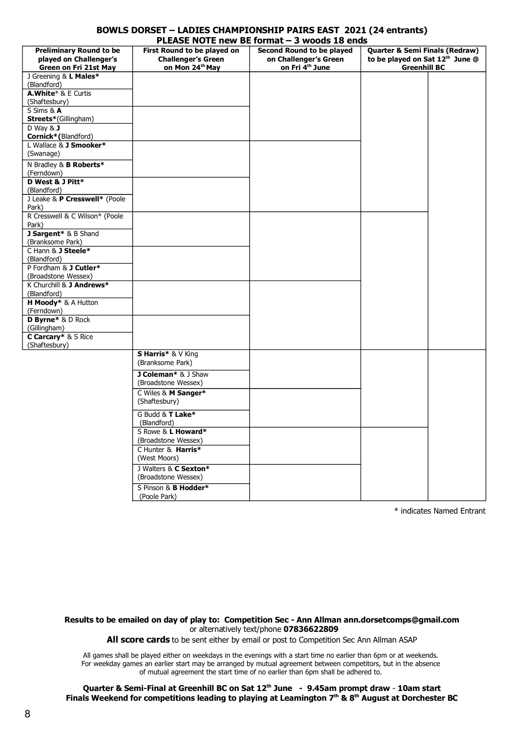# BOWLS DORSET – LADIES CHAMPIONSHIP PAIRS EAST 2021 (24 entrants)

## PLEASE NOTE new BE format – 3 woods 18 ends

| Preliminary Round to be played on Challenger's Green on Fri 21st May | First Round to be played on Challenger's Green on Mon 24th May | Second Round to be played on Challenger's Green on Fri 4th June | Quarter & Semi Finals (Redraw) to be played on Sat 12th June @ Greenhill BC | |
|---|---|---|---|---|
| J Greening & **L Males*** (Blandford) | | | | |
| **A.White*** & E Curtis (Shaftesbury) | | | | |
| S Sims & **A Streets***(Gillingham) | | | | |
| D Way & **J Cornick*(**Blandford) | | | | |
| L Wallace & **J Smooker*** (Swanage) | | | | |
| N Bradley & **B Roberts*** (Ferndown) | | | | |
| **D West & J Pitt*** (Blandford) | | | | |
| J Leake & **P Cresswell*** (Poole Park) | | | | |
| R Cresswell & C Wilson* (Poole Park) | | | | |
| **J Sargent*** & B Shand (Branksome Park) | | | | |
| C Hann & **J Steele*** (Blandford) | | | | |
| P Fordham & **J Cutler*** (Broadstone Wessex) | | | | |
| K Churchill & **J Andrews*** (Blandford) | | | | |
| **H Moody*** & A Hutton (Ferndown) | | | | |
| **D Byrne*** & D Rock (Gillingham) | | | | |
| **C Carcary*** & S Rice (Shaftesbury) | | | | |
| | **S Harris*** & V King (Branksome Park) | | | |
| | **J Coleman*** & J Shaw (Broadstone Wessex) | | | |
| | C Wiles & **M Sanger*** (Shaftesbury) | | | |
| | G Budd & **T Lake*** (Blandford) | | | |
| | S Rowe & **L Howard*** (Broadstone Wessex) | | | |
| | C Hunter & **Harris*** (West Moors) | | | |
| | J Walters & **C Sexton*** (Broadstone Wessex) | | | |
| | S Pinson & **B Hodder*** (Poole Park) | | | |

\* indicates Named Entrant

**Results to be emailed on day of play to: Competition Sec - Ann Allman ann.dorsetcomps@gmail.com** or alternatively text/phone **07836622809**

**All score cards** to be sent either by email or post to Competition Sec Ann Allman ASAP

All games shall be played either on weekdays in the evenings with a start time no earlier than 6pm or at weekends. For weekday games an earlier start may be arranged by mutual agreement between competitors, but in the absence of mutual agreement the start time of no earlier than 6pm shall be adhered to.

**Quarter & Semi-Final at Greenhill BC on Sat 12th June - 9.45am prompt draw - 10am start**
**Finals Weekend for competitions leading to playing at Leamington 7th & 8th August at Dorchester BC**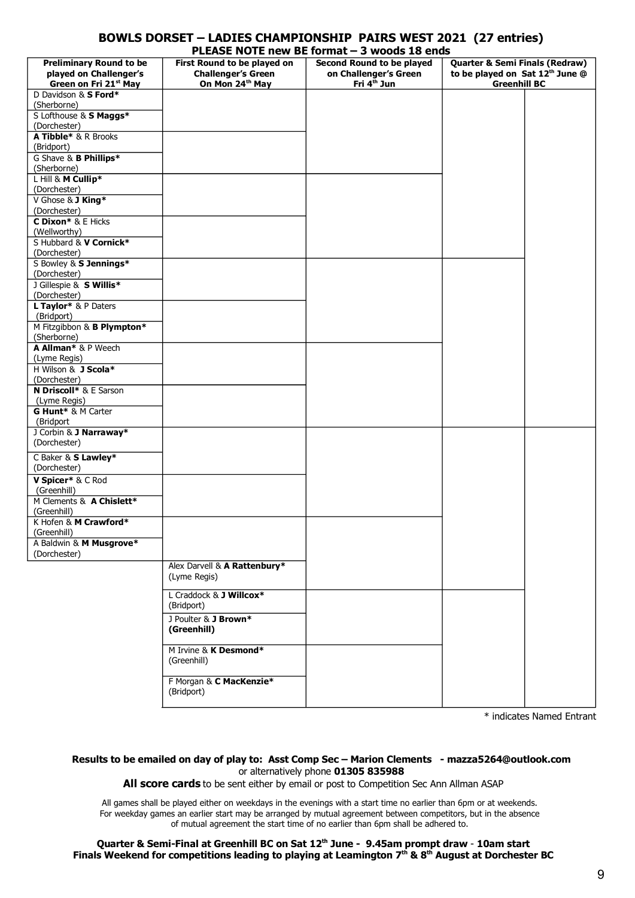# BOWLS DORSET – LADIES CHAMPIONSHIP PAIRS WEST 2021 (27 entries)

## PLEASE NOTE new BE format – 3 woods 18 ends

| Preliminary Round to be played on Challenger's Green on Fri 21st May | First Round to be played on Challenger's Green On Mon 24th May | Second Round to be played on Challenger's Green Fri 4th Jun | Quarter & Semi Finals (Redraw) to be played on Sat 12th June @ Greenhill BC | |
|---|---|---|---|---|
| D Davidson & **S Ford*** (Sherborne) | | | | |
| S Lofthouse & **S Maggs*** (Dorchester) | | | | |
| **A Tibble*** & R Brooks (Bridport) | | | | |
| G Shave & **B Phillips*** (Sherborne) | | | | |
| L Hill & **M Cullip*** (Dorchester) | | | | |
| V Ghose & **J King*** (Dorchester) | | | | |
| **C Dixon*** & E Hicks (Wellworthy) | | | | |
| S Hubbard & **V Cornick*** (Dorchester) | | | | |
| S Bowley & **S Jennings*** (Dorchester) | | | | |
| J Gillespie & **S Willis*** (Dorchester) | | | | |
| **L Taylor*** & P Daters (Bridport) | | | | |
| M Fitzgibbon & **B Plympton*** (Sherborne) | | | | |
| **A Allman*** & P Weech (Lyme Regis) | | | | |
| H Wilson & **J Scola*** (Dorchester) | | | | |
| **N Driscoll*** & E Sarson (Lyme Regis) | | | | |
| **G Hunt*** & M Carter (Bridport | | | | |
| J Corbin & **J Narraway*** (Dorchester) | | | | |
| C Baker & **S Lawley*** (Dorchester) | | | | |
| **V Spicer*** & C Rod (Greenhill) | | | | |
| M Clements & **A Chislett*** (Greenhill) | | | | |
| K Hofen & **M Crawford*** (Greenhill) | | | | |
| A Baldwin & **M Musgrove*** (Dorchester) | | | | |
| | Alex Darvell & **A Rattenbury*** (Lyme Regis) | | | |
| | L Craddock & **J Willcox*** (Bridport) | | | |
| | J Poulter & **J Brown*** **(Greenhill)** | | | |
| | M Irvine & **K Desmond*** (Greenhill) | | | |
| | F Morgan & **C MacKenzie*** (Bridport) | | | |

\* indicates Named Entrant

**Results to be emailed on day of play to: Asst Comp Sec – Marion Clements - mazza5264@outlook.com** or alternatively phone **01305 835988**

**All score cards** to be sent either by email or post to Competition Sec Ann Allman ASAP

All games shall be played either on weekdays in the evenings with a start time no earlier than 6pm or at weekends. For weekday games an earlier start may be arranged by mutual agreement between competitors, but in the absence of mutual agreement the start time of no earlier than 6pm shall be adhered to.

**Quarter & Semi-Final at Greenhill BC on Sat 12th June - 9.45am prompt draw - 10am start**
**Finals Weekend for competitions leading to playing at Leamington 7th & 8th August at Dorchester BC**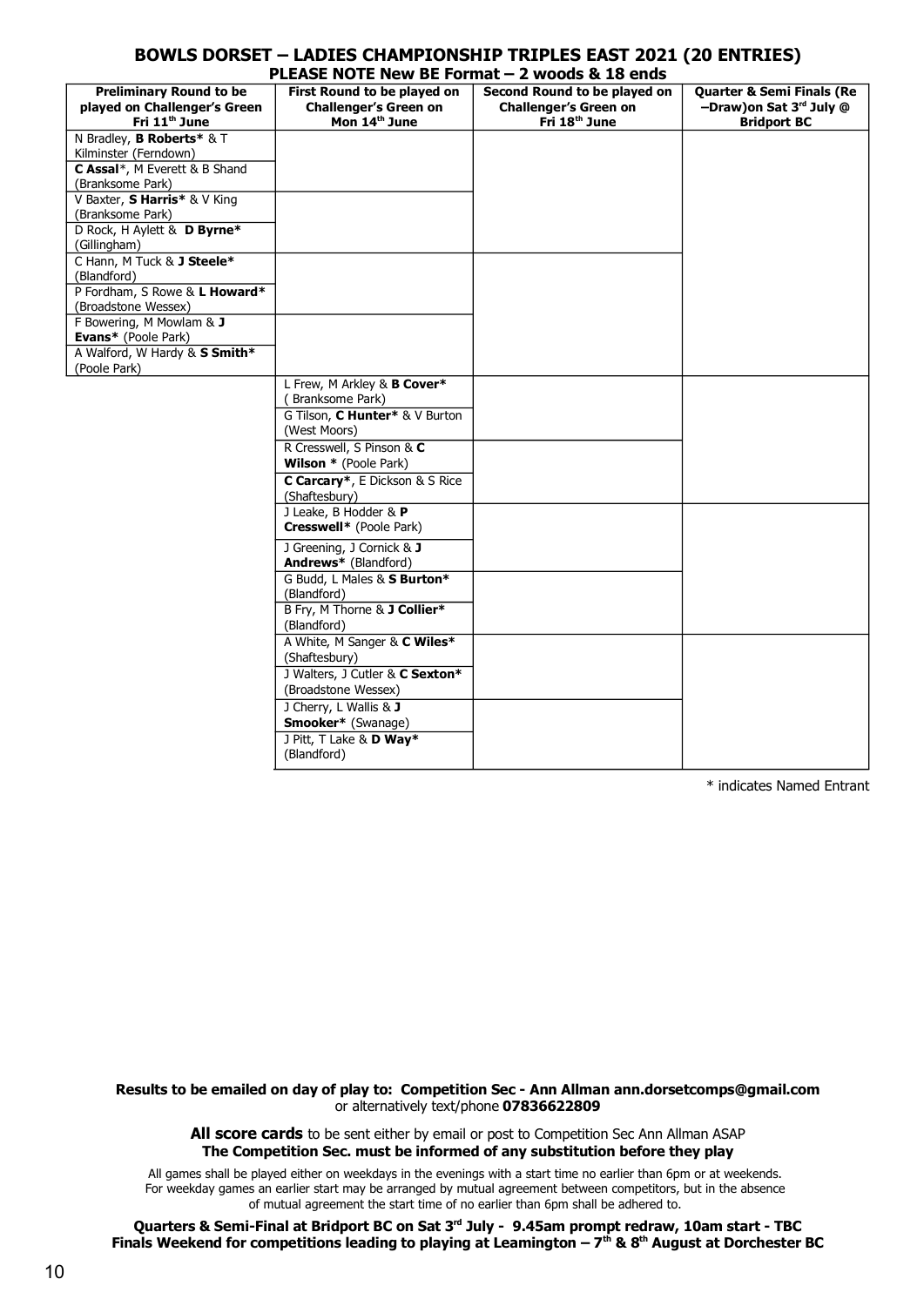## BOWLS DORSET – LADIES CHAMPIONSHIP TRIPLES EAST 2021 (20 ENTRIES)

### PLEASE NOTE New BE Format – 2 woods & 18 ends

| Preliminary Round to be played on Challenger's Green Fri 11th June | First Round to be played on Challenger's Green on Mon 14th June | Second Round to be played on Challenger's Green on Fri 18th June | Quarter & Semi Finals (Re –Draw)on Sat 3rd July @ Bridport BC |
|---|---|---|---|
| N Bradley, **B Roberts*** & T Kilminster (Ferndown) | | | |
| **C Assal***, M Everett & B Shand (Branksome Park) | | | |
| V Baxter, **S Harris*** & V King (Branksome Park) | | | |
| D Rock, H Aylett & **D Byrne*** (Gillingham) | | | |
| C Hann, M Tuck & **J Steele*** (Blandford) | | | |
| P Fordham, S Rowe & **L Howard*** (Broadstone Wessex) | | | |
| F Bowering, M Mowlam & **J Evans*** (Poole Park) | | | |
| A Walford, W Hardy & **S Smith*** (Poole Park) | | | |
| | L Frew, M Arkley & **B Cover*** ( Branksome Park) | | |
| | G Tilson, **C Hunter*** & V Burton (West Moors) | | |
| | R Cresswell, S Pinson & **C Wilson *** (Poole Park) | | |
| | **C Carcary***, E Dickson & S Rice (Shaftesbury) | | |
| | J Leake, B Hodder & **P Cresswell*** (Poole Park) | | |
| | J Greening, J Cornick & **J Andrews*** (Blandford) | | |
| | G Budd, L Males & **S Burton*** (Blandford) | | |
| | B Fry, M Thorne & **J Collier*** (Blandford) | | |
| | A White, M Sanger & **C Wiles*** (Shaftesbury) | | |
| | J Walters, J Cutler & **C Sexton*** (Broadstone Wessex) | | |
| | J Cherry, L Wallis & **J Smooker*** (Swanage) | | |
| | J Pitt, T Lake & **D Way*** (Blandford) | | |

\* indicates Named Entrant

**Results to be emailed on day of play to: Competition Sec - Ann Allman ann.dorsetcomps@gmail.com** or alternatively text/phone **07836622809**

**All score cards** to be sent either by email or post to Competition Sec Ann Allman ASAP
**The Competition Sec. must be informed of any substitution before they play**

All games shall be played either on weekdays in the evenings with a start time no earlier than 6pm or at weekends. For weekday games an earlier start may be arranged by mutual agreement between competitors, but in the absence of mutual agreement the start time of no earlier than 6pm shall be adhered to.

**Quarters & Semi-Final at Bridport BC on Sat 3rd July - 9.45am prompt redraw, 10am start - TBC**
**Finals Weekend for competitions leading to playing at Leamington – 7th & 8th August at Dorchester BC**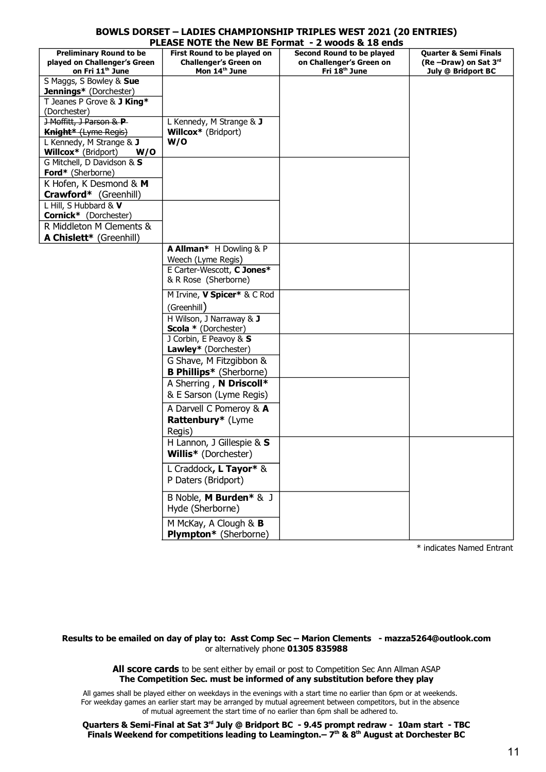**BOWLS DORSET – LADIES CHAMPIONSHIP TRIPLES WEST 2021 (20 ENTRIES)**
**PLEASE NOTE the New BE Format - 2 woods & 18 ends**

| Preliminary Round to be played on Challenger's Green on Fri 11th June | First Round to be played on Challenger's Green on Mon 14th June | Second Round to be played on Challenger's Green on Fri 18th June | Quarter & Semi Finals (Re –Draw) on Sat 3rd July @ Bridport BC |
|---|---|---|---|
| S Maggs, S Bowley & **Sue Jennings*** (Dorchester) | | | |
| T Jeanes P Grove & **J King*** (Dorchester) | | | |
| ~~J Moffitt, J Parson & **P Knight*** (Lyme Regis)~~ | L Kennedy, M Strange & **J Willcox*** (Bridport) **W/O** | | |
| L Kennedy, M Strange & **J Willcox*** (Bridport) **W/O** | | | |
| G Mitchell, D Davidson & **S Ford*** (Sherborne) | | | |
| K Hofen, K Desmond & **M Crawford*** (Greenhill) | | | |
| L Hill, S Hubbard & **V Cornick*** (Dorchester) | | | |
| R Middleton M Clements & **A Chislett*** (Greenhill) | | | |
| | **A Allman*** H Dowling & P Weech (Lyme Regis) | | |
| | E Carter-Wescott, **C Jones*** & R Rose (Sherborne) | | |
| | M Irvine, **V Spicer*** & C Rod (Greenhill) | | |
| | H Wilson, J Narraway & **J Scola *** (Dorchester) | | |
| | J Corbin, E Peavoy & **S Lawley*** (Dorchester) | | |
| | G Shave, M Fitzgibbon & **B Phillips*** (Sherborne) | | |
| | A Sherring , **N Driscoll*** & E Sarson (Lyme Regis) | | |
| | A Darvell C Pomeroy & **A Rattenbury*** (Lyme Regis) | | |
| | H Lannon, J Gillespie & **S Willis*** (Dorchester) | | |
| | L Craddock**, L Tayor*** & P Daters (Bridport) | | |
| | B Noble, **M Burden*** & J Hyde (Sherborne) | | |
| | M McKay, A Clough & **B Plympton*** (Sherborne) | | |

\* indicates Named Entrant

**Results to be emailed on day of play to: Asst Comp Sec – Marion Clements - mazza5264@outlook.com** or alternatively phone **01305 835988**

**All score cards** to be sent either by email or post to Competition Sec Ann Allman ASAP
**The Competition Sec. must be informed of any substitution before they play**

All games shall be played either on weekdays in the evenings with a start time no earlier than 6pm or at weekends. For weekday games an earlier start may be arranged by mutual agreement between competitors, but in the absence of mutual agreement the start time of no earlier than 6pm shall be adhered to.

**Quarters & Semi-Final at Sat 3rd July @ Bridport BC – 9.45 prompt redraw - 10am start - TBC**
**Finals Weekend for competitions leading to Leamington.– 7th & 8th August at Dorchester BC**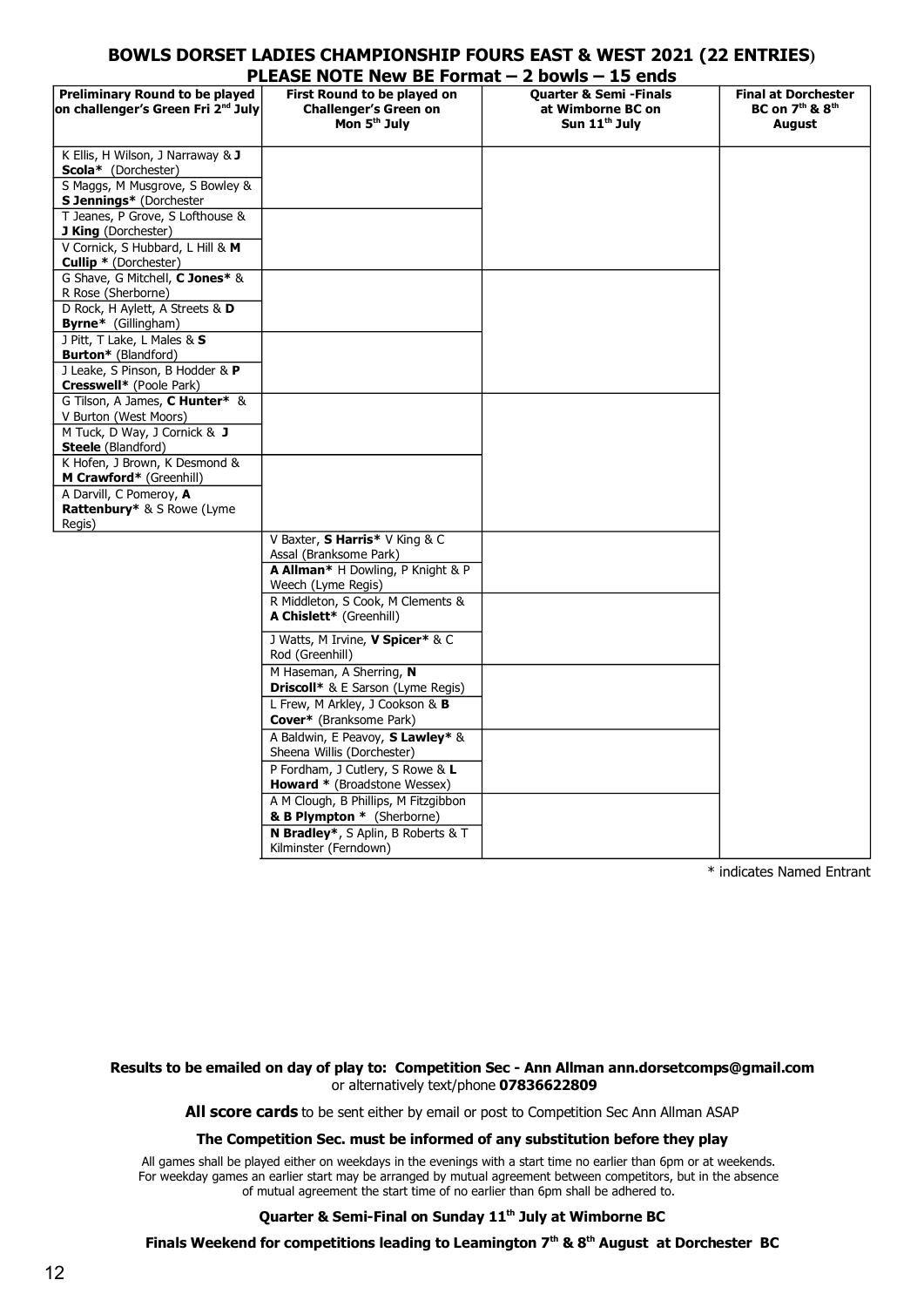## BOWLS DORSET LADIES CHAMPIONSHIP FOURS EAST & WEST 2021 (22 ENTRIES)

### PLEASE NOTE New BE Format – 2 bowls – 15 ends

| Preliminary Round to be played on challenger's Green Fri 2nd July | First Round to be played on Challenger's Green on Mon 5th July | Quarter & Semi -Finals at Wimborne BC on Sun 11th July | Final at Dorchester BC on 7th & 8th August |
|---|---|---|---|
| K Ellis, H Wilson, J Narraway & **J Scola*** (Dorchester) | | | |
| S Maggs, M Musgrove, S Bowley & **S Jennings*** (Dorchester | | | |
| T Jeanes, P Grove, S Lofthouse & **J King** (Dorchester) | | | |
| V Cornick, S Hubbard, L Hill & **M Cullip *** (Dorchester) | | | |
| G Shave, G Mitchell, **C Jones*** & R Rose (Sherborne) | | | |
| D Rock, H Aylett, A Streets & **D Byrne*** (Gillingham) | | | |
| J Pitt, T Lake, L Males & **S Burton*** (Blandford) | | | |
| J Leake, S Pinson, B Hodder & **P Cresswell*** (Poole Park) | | | |
| G Tilson, A James, **C Hunter*** & V Burton (West Moors) | | | |
| M Tuck, D Way, J Cornick & **J Steele** (Blandford) | | | |
| K Hofen, J Brown, K Desmond & **M Crawford*** (Greenhill) | | | |
| A Darvill, C Pomeroy, **A Rattenbury*** & S Rowe (Lyme Regis) | | | |
| | V Baxter, **S Harris*** V King & C Assal (Branksome Park) | | |
| | **A Allman*** H Dowling, P Knight & P Weech (Lyme Regis) | | |
| | R Middleton, S Cook, M Clements & **A Chislett*** (Greenhill) | | |
| | J Watts, M Irvine, **V Spicer*** & C Rod (Greenhill) | | |
| | M Haseman, A Sherring, **N Driscoll*** & E Sarson (Lyme Regis) | | |
| | L Frew, M Arkley, J Cookson & **B Cover*** (Branksome Park) | | |
| | A Baldwin, E Peavoy, **S Lawley*** & Sheena Willis (Dorchester) | | |
| | P Fordham, J Cutlery, S Rowe & **L Howard *** (Broadstone Wessex) | | |
| | A M Clough, B Phillips, M Fitzgibbon **& B Plympton *** (Sherborne) | | |
| | **N Bradley***, S Aplin, B Roberts & T Kilminster (Ferndown) | | |

\* indicates Named Entrant

**Results to be emailed on day of play to: Competition Sec - Ann Allman ann.dorsetcomps@gmail.com** or alternatively text/phone **07836622809**

**All score cards** to be sent either by email or post to Competition Sec Ann Allman ASAP

**The Competition Sec. must be informed of any substitution before they play**

All games shall be played either on weekdays in the evenings with a start time no earlier than 6pm or at weekends. For weekday games an earlier start may be arranged by mutual agreement between competitors, but in the absence of mutual agreement the start time of no earlier than 6pm shall be adhered to.

**Quarter & Semi-Final on Sunday 11th July at Wimborne BC**

**Finals Weekend for competitions leading to Leamington 7th & 8th August at Dorchester BC**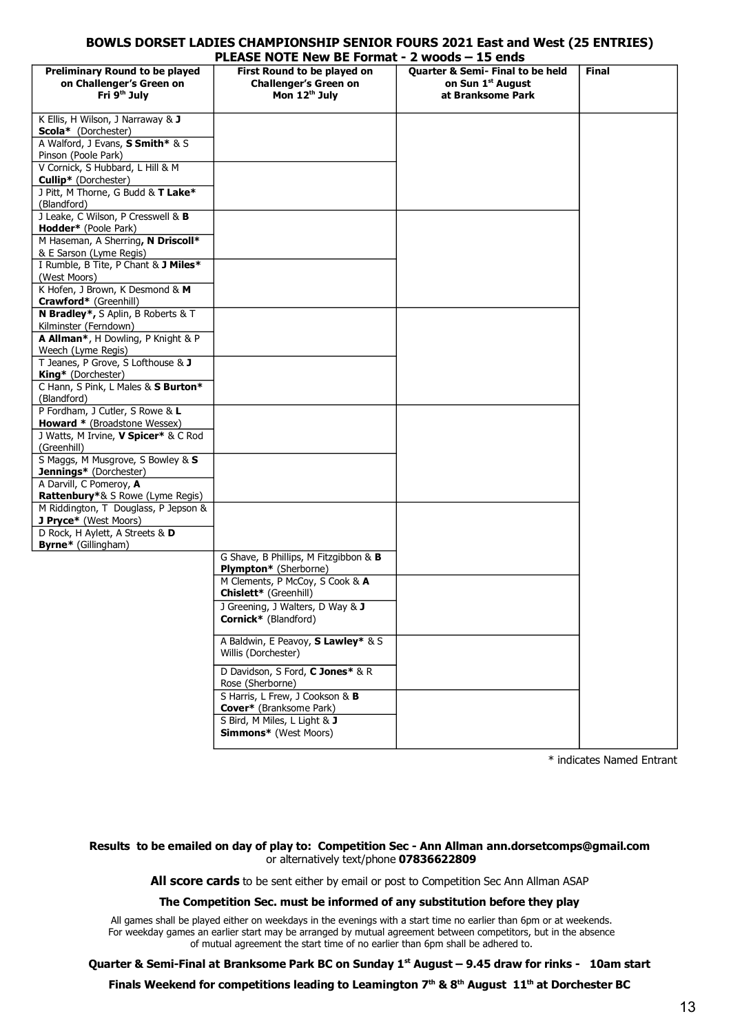## BOWLS DORSET LADIES CHAMPIONSHIP SENIOR FOURS 2021 East and West (25 ENTRIES)

### PLEASE NOTE New BE Format - 2 woods – 15 ends

| Preliminary Round to be played on Challenger's Green on Fri 9th July | First Round to be played on Challenger's Green on Mon 12th July | Quarter & Semi- Final to be held on Sun 1st August at Branksome Park | Final |
|---|---|---|---|
| K Ellis, H Wilson, J Narraway & **J Scola*** (Dorchester) | | | |
| A Walford, J Evans, **S Smith*** & S Pinson (Poole Park) | | | |
| V Cornick, S Hubbard, L Hill & M **Cullip*** (Dorchester) | | | |
| J Pitt, M Thorne, G Budd & **T Lake*** (Blandford) | | | |
| J Leake, C Wilson, P Cresswell & **B Hodder*** (Poole Park) | | | |
| M Haseman, A Sherring**, N Driscoll*** & E Sarson (Lyme Regis) | | | |
| I Rumble, B Tite, P Chant & **J Miles*** (West Moors) | | | |
| K Hofen, J Brown, K Desmond & **M Crawford*** (Greenhill) | | | |
| **N Bradley*,** S Aplin, B Roberts & T Kilminster (Ferndown) | | | |
| **A Allman***, H Dowling, P Knight & P Weech (Lyme Regis) | | | |
| T Jeanes, P Grove, S Lofthouse & **J King*** (Dorchester) | | | |
| C Hann, S Pink, L Males & **S Burton*** (Blandford) | | | |
| P Fordham, J Cutler, S Rowe & **L Howard *** (Broadstone Wessex) | | | |
| J Watts, M Irvine, **V Spicer*** & C Rod (Greenhill) | | | |
| S Maggs, M Musgrove, S Bowley & **S Jennings*** (Dorchester) | | | |
| A Darvill, C Pomeroy, **A Rattenbury***& S Rowe (Lyme Regis) | | | |
| M Riddington, T Douglass, P Jepson & **J Pryce*** (West Moors) | | | |
| D Rock, H Aylett, A Streets & **D Byrne*** (Gillingham) | | | |
| | G Shave, B Phillips, M Fitzgibbon & **B Plympton*** (Sherborne) | | |
| | M Clements, P McCoy, S Cook & **A Chislett*** (Greenhill) | | |
| | J Greening, J Walters, D Way & **J Cornick*** (Blandford) | | |
| | A Baldwin, E Peavoy, **S Lawley*** & S Willis (Dorchester) | | |
| | D Davidson, S Ford, **C Jones*** & R Rose (Sherborne) | | |
| | S Harris, L Frew, J Cookson & **B Cover*** (Branksome Park) | | |
| | S Bird, M Miles, L Light & **J Simmons*** (West Moors) | | |

\* indicates Named Entrant

**Results to be emailed on day of play to: Competition Sec - Ann Allman ann.dorsetcomps@gmail.com** or alternatively text/phone **07836622809**

**All score cards** to be sent either by email or post to Competition Sec Ann Allman ASAP

**The Competition Sec. must be informed of any substitution before they play**

All games shall be played either on weekdays in the evenings with a start time no earlier than 6pm or at weekends. For weekday games an earlier start may be arranged by mutual agreement between competitors, but in the absence of mutual agreement the start time of no earlier than 6pm shall be adhered to.

**Quarter & Semi-Final at Branksome Park BC on Sunday 1st August – 9.45 draw for rinks - 10am start**

**Finals Weekend for competitions leading to Leamington 7th & 8th August 11th at Dorchester BC**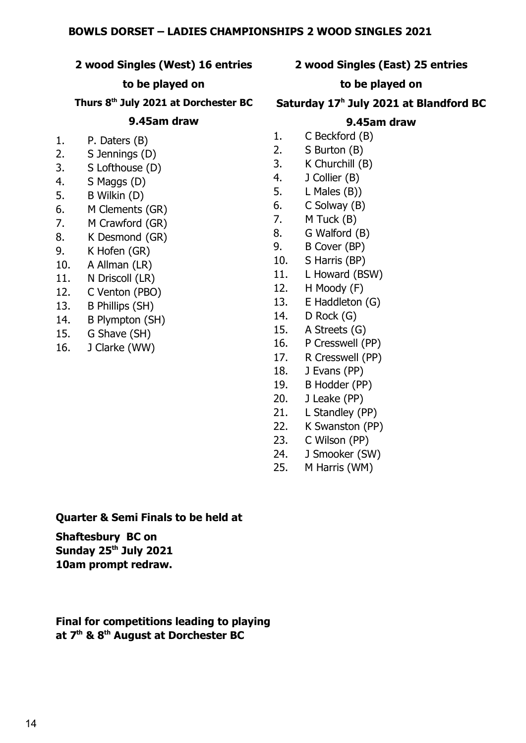# BOWLS DORSET – LADIES CHAMPIONSHIPS 2 WOOD SINGLES 2021

**2 wood Singles (West) 16 entries**

**to be played on**

**Thurs 8th July 2021 at Dorchester BC**

**9.45am draw**

1. P. Daters (B)
2. S Jennings (D)
3. S Lofthouse (D)
4. S Maggs (D)
5. B Wilkin (D)
6. M Clements (GR)
7. M Crawford (GR)
8. K Desmond (GR)
9. K Hofen (GR)
10. A Allman (LR)
11. N Driscoll (LR)
12. C Venton (PBO)
13. B Phillips (SH)
14. B Plympton (SH)
15. G Shave (SH)
16. J Clarke (WW)

**2 wood Singles (East) 25 entries**

**to be played on**

**Saturday 17h July 2021 at Blandford BC**

**9.45am draw**

1. C Beckford (B)
2. S Burton (B)
3. K Churchill (B)
4. J Collier (B)
5. L Males (B))
6. C Solway (B)
7. M Tuck (B)
8. G Walford (B)
9. B Cover (BP)
10. S Harris (BP)
11. L Howard (BSW)
12. H Moody (F)
13. E Haddleton (G)
14. D Rock (G)
15. A Streets (G)
16. P Cresswell (PP)
17. R Cresswell (PP)
18. J Evans (PP)
19. B Hodder (PP)
20. J Leake (PP)
21. L Standley (PP)
22. K Swanston (PP)
23. C Wilson (PP)
24. J Smooker (SW)
25. M Harris (WM)

**Quarter & Semi Finals to be held at**

**Shaftesbury BC on**
**Sunday 25th July 2021**
**10am prompt redraw.**

**Final for competitions leading to playing at 7th & 8th August at Dorchester BC**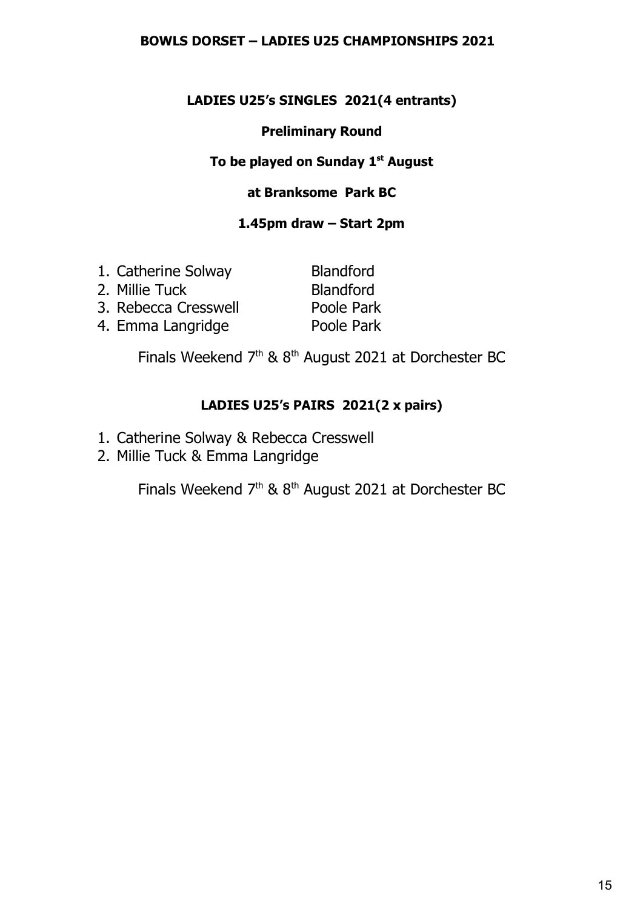# BOWLS DORSET – LADIES U25 CHAMPIONSHIPS 2021

## LADIES U25's SINGLES 2021(4 entrants)

**Preliminary Round**

**To be played on Sunday 1st August**

**at Branksome Park BC**

**1.45pm draw – Start 2pm**

1. Catherine Solway Blandford
2. Millie Tuck Blandford
3. Rebecca Cresswell Poole Park
4. Emma Langridge Poole Park

Finals Weekend 7th & 8th August 2021 at Dorchester BC

## LADIES U25's PAIRS 2021(2 x pairs)

1. Catherine Solway & Rebecca Cresswell
2. Millie Tuck & Emma Langridge

Finals Weekend 7th & 8th August 2021 at Dorchester BC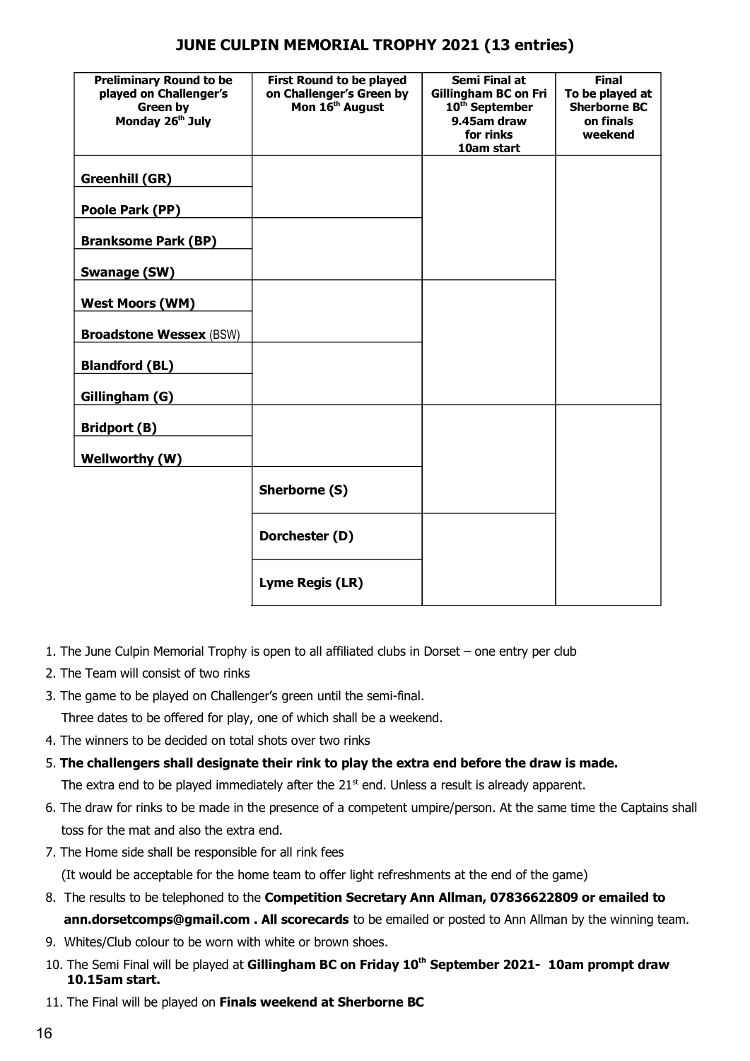# JUNE CULPIN MEMORIAL TROPHY 2021 (13 entries)

| Preliminary Round to be played on Challenger's Green by Monday 26th July | First Round to be played on Challenger's Green by Mon 16th August | Semi Final at Gillingham BC on Fri 10th September 9.45am draw for rinks 10am start | Final To be played at Sherborne BC on finals weekend |
|---|---|---|---|
| **Greenhill (GR)** | | | |
| **Poole Park (PP)** | | | |
| **Branksome Park (BP)** | | | |
| **Swanage (SW)** | | | |
| **West Moors (WM)** | | | |
| **Broadstone Wessex** (BSW) | | | |
| **Blandford (BL)** | | | |
| **Gillingham (G)** | | | |
| **Bridport (B)** | | | |
| **Wellworthy (W)** | | | |
| | **Sherborne (S)** | | |
| | **Dorchester (D)** | | |
| | **Lyme Regis (LR)** | | |

1. The June Culpin Memorial Trophy is open to all affiliated clubs in Dorset – one entry per club
2. The Team will consist of two rinks
3. The game to be played on Challenger's green until the semi-final.
   Three dates to be offered for play, one of which shall be a weekend.
4. The winners to be decided on total shots over two rinks
5. **The challengers shall designate their rink to play the extra end before the draw is made.**
   The extra end to be played immediately after the 21st end. Unless a result is already apparent.
6. The draw for rinks to be made in the presence of a competent umpire/person. At the same time the Captains shall toss for the mat and also the extra end.
7. The Home side shall be responsible for all rink fees
   (It would be acceptable for the home team to offer light refreshments at the end of the game)
8. The results to be telephoned to the **Competition Secretary Ann Allman, 07836622809 or emailed to ann.dorsetcomps@gmail.com . All scorecards** to be emailed or posted to Ann Allman by the winning team.
9. Whites/Club colour to be worn with white or brown shoes.
10. The Semi Final will be played at **Gillingham BC on Friday 10th September 2021- 10am prompt draw 10.15am start.**
11. The Final will be played on **Finals weekend at Sherborne BC**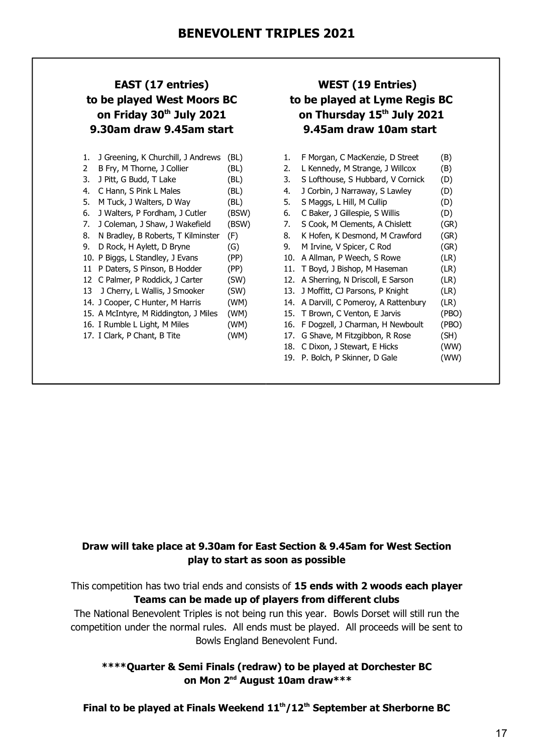# BENEVOLENT TRIPLES 2021

## EAST (17 entries)
## to be played West Moors BC
## on Friday 30th July 2021
## 9.30am draw 9.45am start

1. J Greening, K Churchill, J Andrews (BL)
2 B Fry, M Thorne, J Collier (BL)
3. J Pitt, G Budd, T Lake (BL)
4. C Hann, S Pink L Males (BL)
5. M Tuck, J Walters, D Way (BL)
6. J Walters, P Fordham, J Cutler (BSW)
7. J Coleman, J Shaw, J Wakefield (BSW)
8. N Bradley, B Roberts, T Kilminster (F)
9. D Rock, H Aylett, D Bryne (G)
10. P Biggs, L Standley, J Evans (PP)
11 P Daters, S Pinson, B Hodder (PP)
12 C Palmer, P Roddick, J Carter (SW)
13 J Cherry, L Wallis, J Smooker (SW)
14. J Cooper, C Hunter, M Harris (WM)
15. A McIntyre, M Riddington, J Miles (WM)
16. I Rumble L Light, M Miles (WM)
17. I Clark, P Chant, B Tite (WM)

## WEST (19 Entries)
## to be played at Lyme Regis BC
## on Thursday 15th July 2021
## 9.45am draw 10am start

1. F Morgan, C MacKenzie, D Street (B)
2. L Kennedy, M Strange, J Willcox (B)
3. S Lofthouse, S Hubbard, V Cornick (D)
4. J Corbin, J Narraway, S Lawley (D)
5. S Maggs, L Hill, M Cullip (D)
6. C Baker, J Gillespie, S Willis (D)
7. S Cook, M Clements, A Chislett (GR)
8. K Hofen, K Desmond, M Crawford (GR)
9. M Irvine, V Spicer, C Rod (GR)
10. A Allman, P Weech, S Rowe (LR)
11. T Boyd, J Bishop, M Haseman (LR)
12. A Sherring, N Driscoll, E Sarson (LR)
13. J Moffitt, CJ Parsons, P Knight (LR)
14. A Darvill, C Pomeroy, A Rattenbury (LR)
15. T Brown, C Venton, E Jarvis (PBO)
16. F Dogzell, J Charman, H Newboult (PBO)
17. G Shave, M Fitzgibbon, R Rose (SH)
18. C Dixon, J Stewart, E Hicks (WW)
19. P. Bolch, P Skinner, D Gale (WW)

**Draw will take place at 9.30am for East Section & 9.45am for West Section play to start as soon as possible**

This competition has two trial ends and consists of **15 ends with 2 woods each player**
**Teams can be made up of players from different clubs**
The National Benevolent Triples is not being run this year. Bowls Dorset will still run the competition under the normal rules. All ends must be played. All proceeds will be sent to Bowls England Benevolent Fund.

**\*\*\*\*Quarter & Semi Finals (redraw) to be played at Dorchester BC on Mon 2nd August 10am draw\*\*\***

**Final to be played at Finals Weekend 11th/12th September at Sherborne BC**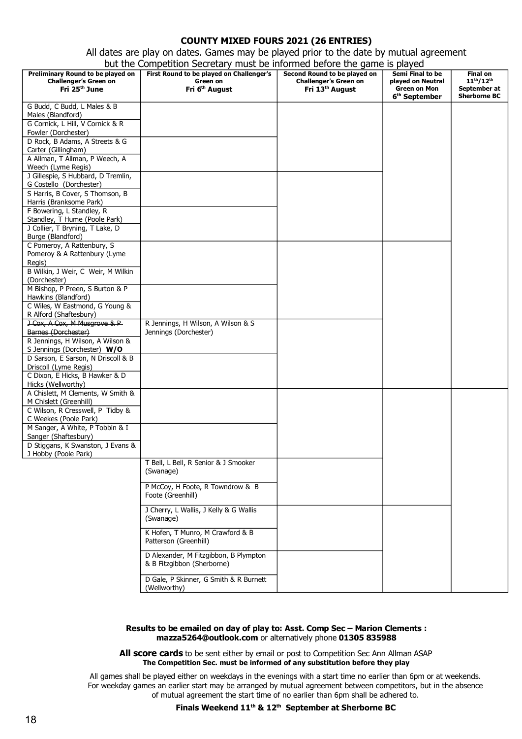# COUNTY MIXED FOURS 2021 (26 ENTRIES)

All dates are play on dates. Games may be played prior to the date by mutual agreement but the Competition Secretary must be informed before the game is played

| Preliminary Round to be played on Challenger's Green on Fri 25th June | First Round to be played on Challenger's Green on Fri 6th August | Second Round to be played on Challenger's Green on Fri 13th August | Semi Final to be played on Neutral Green on Mon 6th September | Final on 11th/12th September at Sherborne BC |
|---|---|---|---|---|
| G Budd, C Budd, L Males & B Males (Blandford) | | | | |
| G Cornick, L Hill, V Cornick & R Fowler (Dorchester) | | | | |
| D Rock, B Adams, A Streets & G Carter (Gillingham) | | | | |
| A Allman, T Allman, P Weech, A Weech (Lyme Regis) | | | | |
| J Gillespie, S Hubbard, D Tremlin, G Costello (Dorchester) | | | | |
| S Harris, B Cover, S Thomson, B Harris (Branksome Park) | | | | |
| F Bowering, L Standley, R Standley, T Hume (Poole Park) | | | | |
| J Collier, T Bryning, T Lake, D Burge (Blandford) | | | | |
| C Pomeroy, A Rattenbury, S Pomeroy & A Rattenbury (Lyme Regis) | | | | |
| B Wilkin, J Weir, C Weir, M Wilkin (Dorchester) | | | | |
| M Bishop, P Preen, S Burton & P Hawkins (Blandford) | | | | |
| C Wiles, W Eastmond, G Young & R Alford (Shaftesbury) | | | | |
| ~~J Cox, A Cox, M Musgrove & P Barnes (Dorchester)~~ | R Jennings, H Wilson, A Wilson & S Jennings (Dorchester) | | | |
| R Jennings, H Wilson, A Wilson & S Jennings (Dorchester) **W/O** | | | | |
| D Sarson, E Sarson, N Driscoll & B Driscoll (Lyme Regis) | | | | |
| C Dixon, E Hicks, B Hawker & D Hicks (Wellworthy) | | | | |
| A Chislett, M Clements, W Smith & M Chislett (Greenhill) | | | | |
| C Wilson, R Cresswell, P Tidby & C Weekes (Poole Park) | | | | |
| M Sanger, A White, P Tobbin & I Sanger (Shaftesbury) | | | | |
| D Stiggans, K Swanston, J Evans & J Hobby (Poole Park) | | | | |
| | T Bell, L Bell, R Senior & J Smooker (Swanage) | | | |
| | P McCoy, H Foote, R Towndrow & B Foote (Greenhill) | | | |
| | J Cherry, L Wallis, J Kelly & G Wallis (Swanage) | | | |
| | K Hofen, T Munro, M Crawford & B Patterson (Greenhill) | | | |
| | D Alexander, M Fitzgibbon, B Plympton & B Fitzgibbon (Sherborne) | | | |
| | D Gale, P Skinner, G Smith & R Burnett (Wellworthy) | | | |

**Results to be emailed on day of play to: Asst. Comp Sec – Marion Clements : mazza5264@outlook.com** or alternatively phone **01305 835988**

**All score cards** to be sent either by email or post to Competition Sec Ann Allman ASAP
**The Competition Sec. must be informed of any substitution before they play**

All games shall be played either on weekdays in the evenings with a start time no earlier than 6pm or at weekends. For weekday games an earlier start may be arranged by mutual agreement between competitors, but in the absence of mutual agreement the start time of no earlier than 6pm shall be adhered to.

**Finals Weekend 11th & 12th September at Sherborne BC**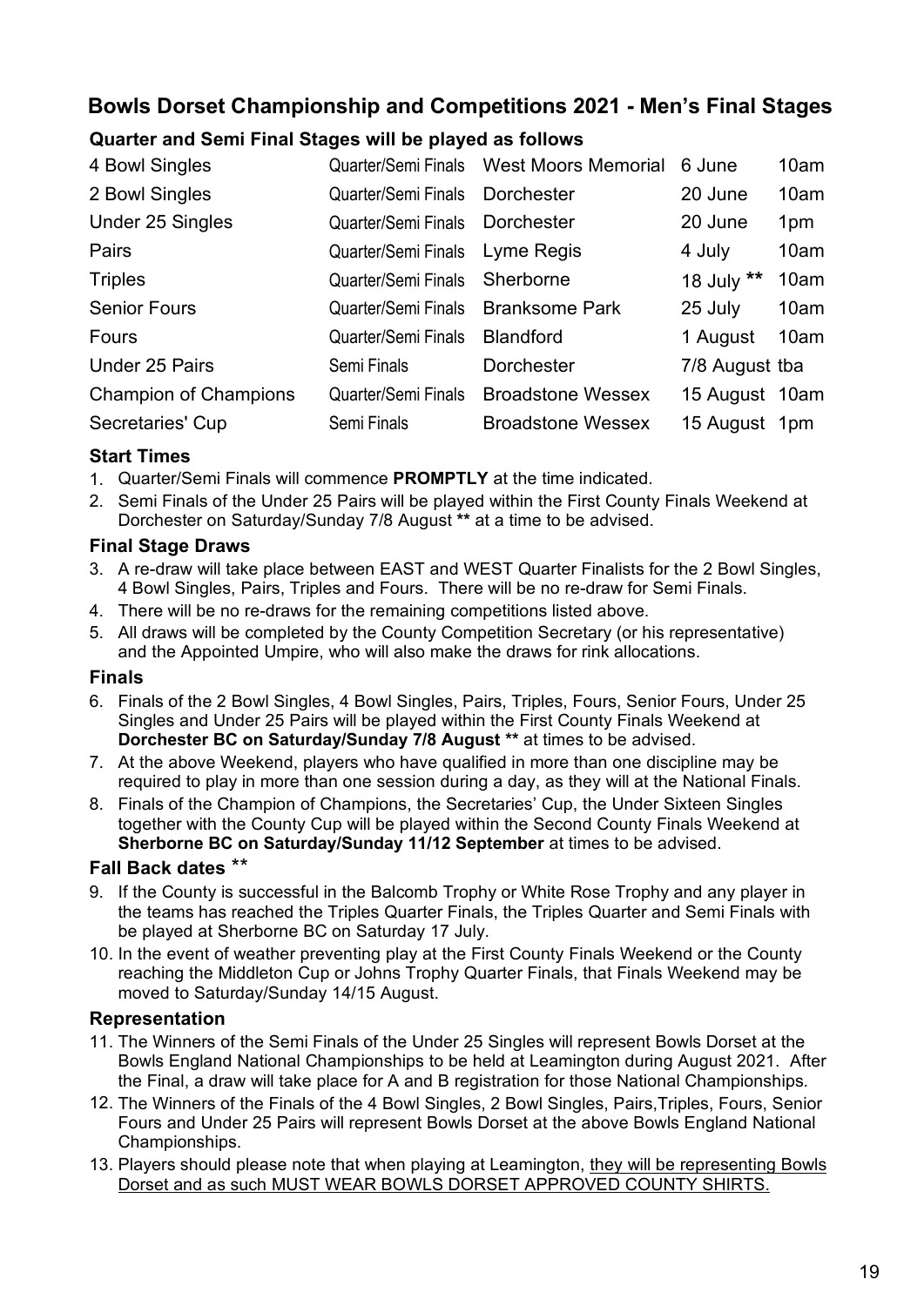## Bowls Dorset Championship and Competitions 2021 - Men's Final Stages

### Quarter and Semi Final Stages will be played as follows

| | | | | |
|---|---|---|---|---|
| 4 Bowl Singles | Quarter/Semi Finals | West Moors Memorial | 6 June | 10am |
| 2 Bowl Singles | Quarter/Semi Finals | Dorchester | 20 June | 10am |
| Under 25 Singles | Quarter/Semi Finals | Dorchester | 20 June | 1pm |
| Pairs | Quarter/Semi Finals | Lyme Regis | 4 July | 10am |
| Triples | Quarter/Semi Finals | Sherborne | 18 July ** | 10am |
| Senior Fours | Quarter/Semi Finals | Branksome Park | 25 July | 10am |
| Fours | Quarter/Semi Finals | Blandford | 1 August | 10am |
| Under 25 Pairs | Semi Finals | Dorchester | 7/8 August | tba |
| Champion of Champions | Quarter/Semi Finals | Broadstone Wessex | 15 August | 10am |
| Secretaries' Cup | Semi Finals | Broadstone Wessex | 15 August | 1pm |

### Start Times

1. Quarter/Semi Finals will commence **PROMPTLY** at the time indicated.
2. Semi Finals of the Under 25 Pairs will be played within the First County Finals Weekend at Dorchester on Saturday/Sunday 7/8 August ** at a time to be advised.

### Final Stage Draws

3. A re-draw will take place between EAST and WEST Quarter Finalists for the 2 Bowl Singles, 4 Bowl Singles, Pairs, Triples and Fours. There will be no re-draw for Semi Finals.
4. There will be no re-draws for the remaining competitions listed above.
5. All draws will be completed by the County Competition Secretary (or his representative) and the Appointed Umpire, who will also make the draws for rink allocations.

### Finals

6. Finals of the 2 Bowl Singles, 4 Bowl Singles, Pairs, Triples, Fours, Senior Fours, Under 25 Singles and Under 25 Pairs will be played within the First County Finals Weekend at **Dorchester BC on Saturday/Sunday 7/8 August \*\*** at times to be advised.
7. At the above Weekend, players who have qualified in more than one discipline may be required to play in more than one session during a day, as they will at the National Finals.
8. Finals of the Champion of Champions, the Secretaries' Cup, the Under Sixteen Singles together with the County Cup will be played within the Second County Finals Weekend at **Sherborne BC on Saturday/Sunday 11/12 September** at times to be advised.

### Fall Back dates **

9. If the County is successful in the Balcomb Trophy or White Rose Trophy and any player in the teams has reached the Triples Quarter Finals, the Triples Quarter and Semi Finals with be played at Sherborne BC on Saturday 17 July.
10. In the event of weather preventing play at the First County Finals Weekend or the County reaching the Middleton Cup or Johns Trophy Quarter Finals, that Finals Weekend may be moved to Saturday/Sunday 14/15 August.

### Representation

11. The Winners of the Semi Finals of the Under 25 Singles will represent Bowls Dorset at the Bowls England National Championships to be held at Leamington during August 2021. After the Final, a draw will take place for A and B registration for those National Championships.
12. The Winners of the Finals of the 4 Bowl Singles, 2 Bowl Singles, Pairs,Triples, Fours, Senior Fours and Under 25 Pairs will represent Bowls Dorset at the above Bowls England National Championships.
13. Players should please note that when playing at Leamington, they will be representing Bowls Dorset and as such MUST WEAR BOWLS DORSET APPROVED COUNTY SHIRTS.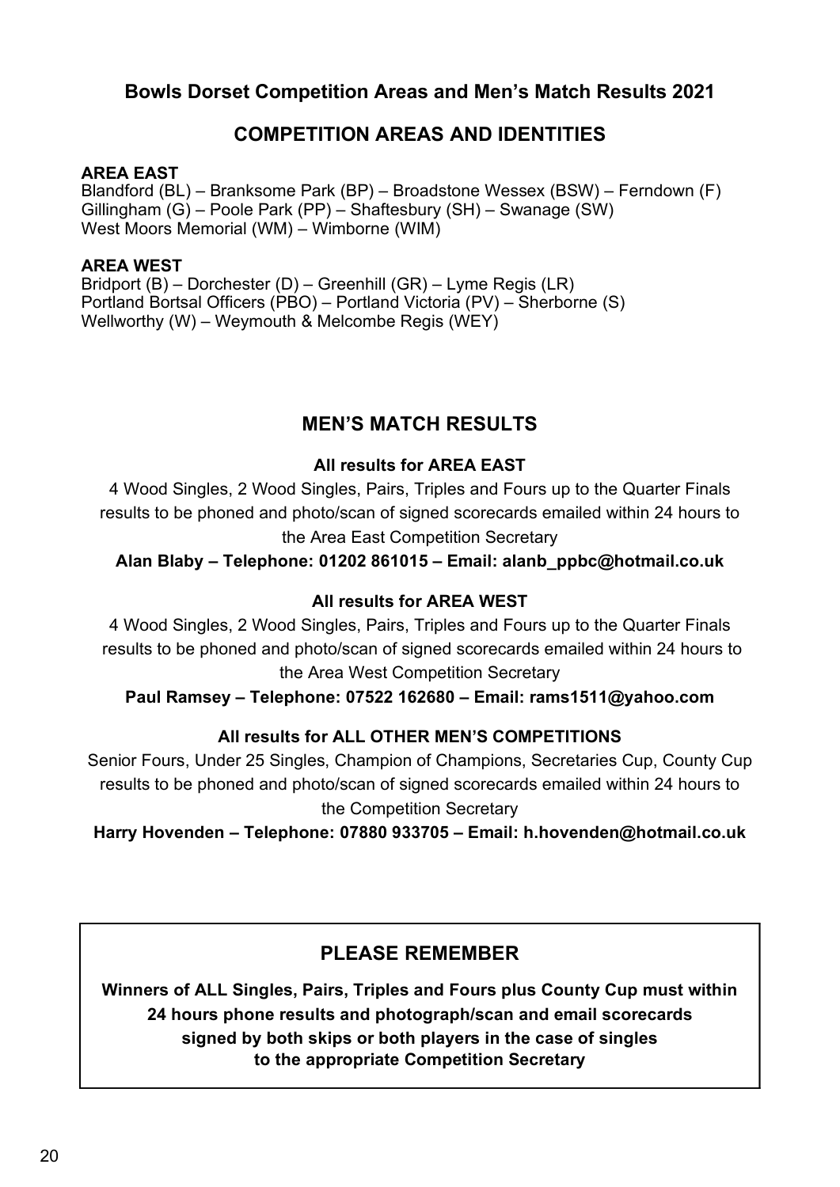## Bowls Dorset Competition Areas and Men's Match Results 2021

### COMPETITION AREAS AND IDENTITIES

**AREA EAST**
Blandford (BL) – Branksome Park (BP) – Broadstone Wessex (BSW) – Ferndown (F)
Gillingham (G) – Poole Park (PP) – Shaftesbury (SH) – Swanage (SW)
West Moors Memorial (WM) – Wimborne (WIM)

**AREA WEST**
Bridport (B) – Dorchester (D) – Greenhill (GR) – Lyme Regis (LR)
Portland Bortsal Officers (PBO) – Portland Victoria (PV) – Sherborne (S)
Wellworthy (W) – Weymouth & Melcombe Regis (WEY)

### MEN'S MATCH RESULTS

**All results for AREA EAST**

4 Wood Singles, 2 Wood Singles, Pairs, Triples and Fours up to the Quarter Finals results to be phoned and photo/scan of signed scorecards emailed within 24 hours to the Area East Competition Secretary

**Alan Blaby – Telephone: 01202 861015 – Email: alanb_ppbc@hotmail.co.uk**

**All results for AREA WEST**

4 Wood Singles, 2 Wood Singles, Pairs, Triples and Fours up to the Quarter Finals results to be phoned and photo/scan of signed scorecards emailed within 24 hours to the Area West Competition Secretary

**Paul Ramsey – Telephone: 07522 162680 – Email: rams1511@yahoo.com**

**All results for ALL OTHER MEN'S COMPETITIONS**

Senior Fours, Under 25 Singles, Champion of Champions, Secretaries Cup, County Cup results to be phoned and photo/scan of signed scorecards emailed within 24 hours to the Competition Secretary

**Harry Hovenden – Telephone: 07880 933705 – Email: h.hovenden@hotmail.co.uk**

### PLEASE REMEMBER

**Winners of ALL Singles, Pairs, Triples and Fours plus County Cup must within 24 hours phone results and photograph/scan and email scorecards signed by both skips or both players in the case of singles to the appropriate Competition Secretary**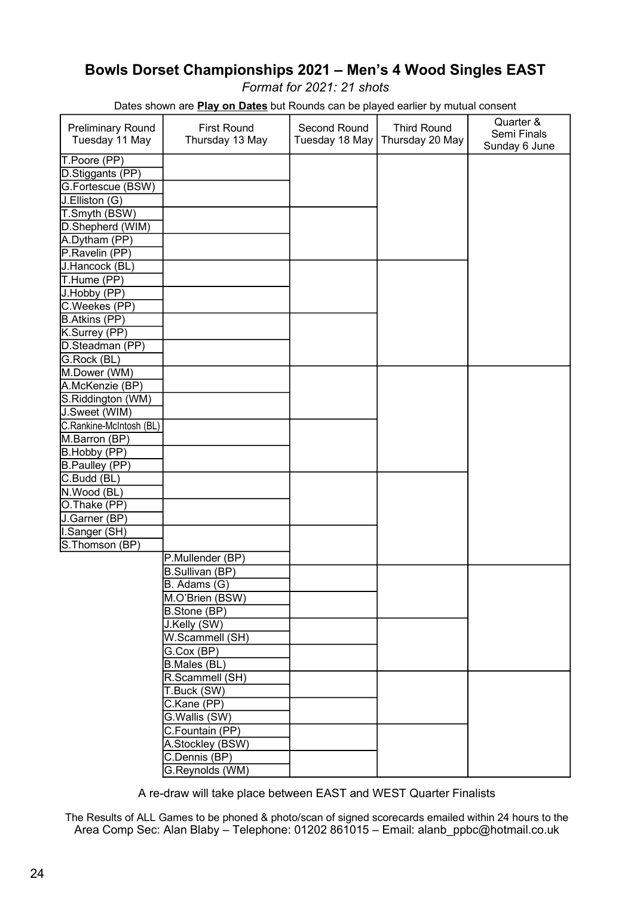## Bowls Dorset Championships 2021 – Men's 4 Wood Singles EAST

*Format for 2021: 21 shots*

Dates shown are **Play on Dates** but Rounds can be played earlier by mutual consent

| Preliminary Round Tuesday 11 May | First Round Thursday 13 May | Second Round Tuesday 18 May | Third Round Thursday 20 May | Quarter & Semi Finals Sunday 6 June |
|---|---|---|---|---|
| T.Poore (PP) | | | | |
| D.Stiggants (PP) | | | | |
| G.Fortescue (BSW) | | | | |
| J.Elliston (G) | | | | |
| T.Smyth (BSW) | | | | |
| D.Shepherd (WIM) | | | | |
| A.Dytham (PP) | | | | |
| P.Ravelin (PP) | | | | |
| J.Hancock (BL) | | | | |
| T.Hume (PP) | | | | |
| J.Hobby (PP) | | | | |
| C.Weekes (PP) | | | | |
| B.Atkins (PP) | | | | |
| K.Surrey (PP) | | | | |
| D.Steadman (PP) | | | | |
| G.Rock (BL) | | | | |
| M.Dower (WM) | | | | |
| A.McKenzie (BP) | | | | |
| S.Riddington (WM) | | | | |
| J.Sweet (WIM) | | | | |
| C.Rankine-McIntosh (BL) | | | | |
| M.Barron (BP) | | | | |
| B.Hobby (PP) | | | | |
| B.Paulley (PP) | | | | |
| C.Budd (BL) | | | | |
| N.Wood (BL) | | | | |
| O.Thake (PP) | | | | |
| J.Garner (BP) | | | | |
| I.Sanger (SH) | | | | |
| S.Thomson (BP) | | | | |
| | P.Mullender (BP) | | | |
| | B.Sullivan (BP) | | | |
| | B. Adams (G) | | | |
| | M.O'Brien (BSW) | | | |
| | B.Stone (BP) | | | |
| | J.Kelly (SW) | | | |
| | W.Scammell (SH) | | | |
| | G.Cox (BP) | | | |
| | B.Males (BL) | | | |
| | R.Scammell (SH) | | | |
| | T.Buck (SW) | | | |
| | C.Kane (PP) | | | |
| | G.Wallis (SW) | | | |
| | C.Fountain (PP) | | | |
| | A.Stockley (BSW) | | | |
| | C.Dennis (BP) | | | |
| | G.Reynolds (WM) | | | |

A re-draw will take place between EAST and WEST Quarter Finalists

The Results of ALL Games to be phoned & photo/scan of signed scorecards emailed within 24 hours to the Area Comp Sec: Alan Blaby – Telephone: 01202 861015 – Email: alanb_ppbc@hotmail.co.uk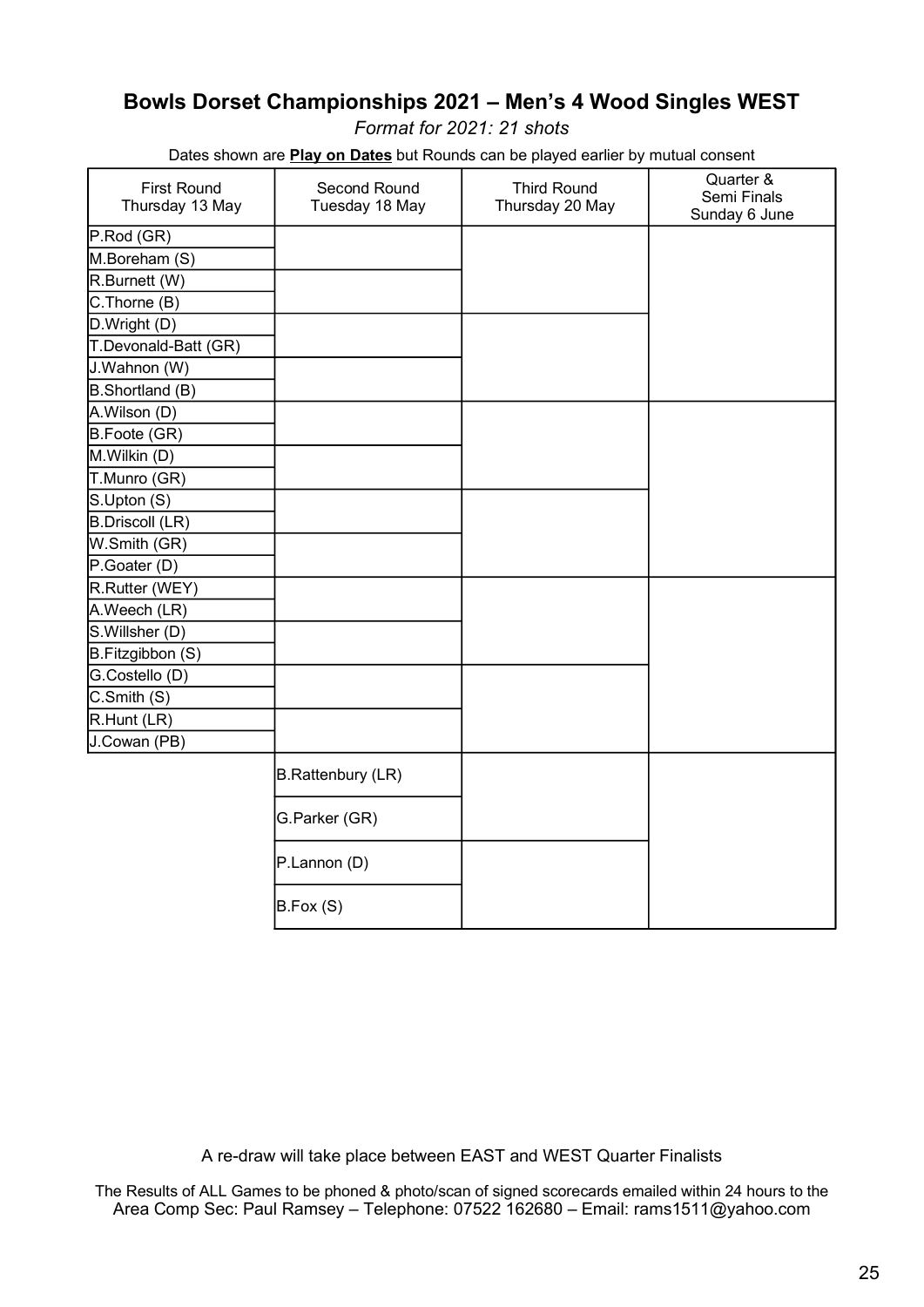## Bowls Dorset Championships 2021 – Men's 4 Wood Singles WEST

*Format for 2021: 21 shots*

Dates shown are **Play on Dates** but Rounds can be played earlier by mutual consent

| First Round Thursday 13 May | Second Round Tuesday 18 May | Third Round Thursday 20 May | Quarter & Semi Finals Sunday 6 June |
|---|---|---|---|
| P.Rod (GR) | | | |
| M.Boreham (S) | | | |
| R.Burnett (W) | | | |
| C.Thorne (B) | | | |
| D.Wright (D) | | | |
| T.Devonald-Batt (GR) | | | |
| J.Wahnon (W) | | | |
| B.Shortland (B) | | | |
| A.Wilson (D) | | | |
| B.Foote (GR) | | | |
| M.Wilkin (D) | | | |
| T.Munro (GR) | | | |
| S.Upton (S) | | | |
| B.Driscoll (LR) | | | |
| W.Smith (GR) | | | |
| P.Goater (D) | | | |
| R.Rutter (WEY) | | | |
| A.Weech (LR) | | | |
| S.Willsher (D) | | | |
| B.Fitzgibbon (S) | | | |
| G.Costello (D) | | | |
| C.Smith (S) | | | |
| R.Hunt (LR) | | | |
| J.Cowan (PB) | | | |
| | B.Rattenbury (LR) | | |
| | G.Parker (GR) | | |
| | P.Lannon (D) | | |
| | B.Fox (S) | | |

A re-draw will take place between EAST and WEST Quarter Finalists

The Results of ALL Games to be phoned & photo/scan of signed scorecards emailed within 24 hours to the Area Comp Sec: Paul Ramsey – Telephone: 07522 162680 – Email: rams1511@yahoo.com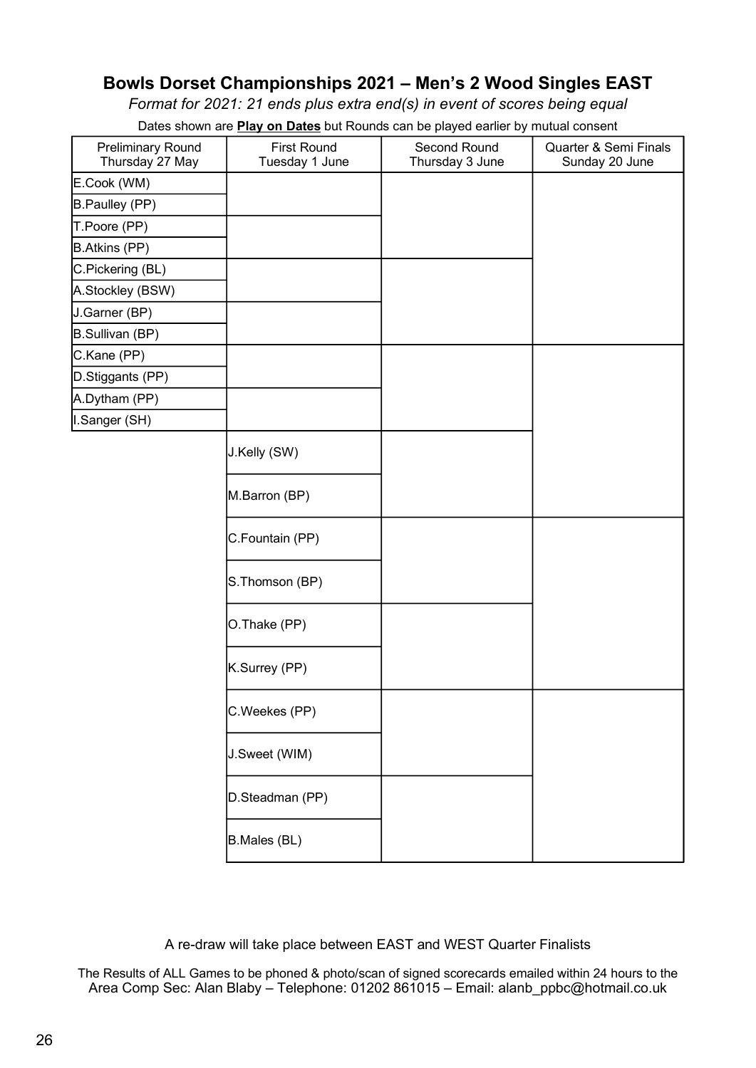## Bowls Dorset Championships 2021 – Men's 2 Wood Singles EAST

*Format for 2021: 21 ends plus extra end(s) in event of scores being equal*

Dates shown are **Play on Dates** but Rounds can be played earlier by mutual consent

| Preliminary Round Thursday 27 May | First Round Tuesday 1 June | Second Round Thursday 3 June | Quarter & Semi Finals Sunday 20 June |
|---|---|---|---|
| E.Cook (WM) | | | |
| B.Paulley (PP) | | | |
| T.Poore (PP) | | | |
| B.Atkins (PP) | | | |
| C.Pickering (BL) | | | |
| A.Stockley (BSW) | | | |
| J.Garner (BP) | | | |
| B.Sullivan (BP) | | | |
| C.Kane (PP) | | | |
| D.Stiggants (PP) | | | |
| A.Dytham (PP) | | | |
| I.Sanger (SH) | | | |
| | J.Kelly (SW) | | |
| | M.Barron (BP) | | |
| | C.Fountain (PP) | | |
| | S.Thomson (BP) | | |
| | O.Thake (PP) | | |
| | K.Surrey (PP) | | |
| | C.Weekes (PP) | | |
| | J.Sweet (WIM) | | |
| | D.Steadman (PP) | | |
| | B.Males (BL) | | |

A re-draw will take place between EAST and WEST Quarter Finalists

The Results of ALL Games to be phoned & photo/scan of signed scorecards emailed within 24 hours to the Area Comp Sec: Alan Blaby – Telephone: 01202 861015 – Email: alanb_ppbc@hotmail.co.uk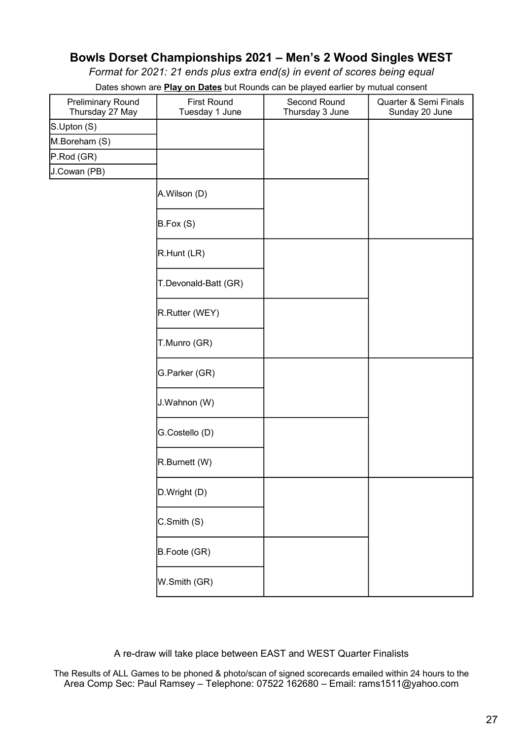## Bowls Dorset Championships 2021 – Men's 2 Wood Singles WEST

*Format for 2021: 21 ends plus extra end(s) in event of scores being equal*

Dates shown are **Play on Dates** but Rounds can be played earlier by mutual consent

| Preliminary Round Thursday 27 May | First Round Tuesday 1 June | Second Round Thursday 3 June | Quarter & Semi Finals Sunday 20 June |
|---|---|---|---|
| S.Upton (S) | | | |
| M.Boreham (S) | | | |
| P.Rod (GR) | | | |
| J.Cowan (PB) | | | |
| | A.Wilson (D) | | |
| | B.Fox (S) | | |
| | R.Hunt (LR) | | |
| | T.Devonald-Batt (GR) | | |
| | R.Rutter (WEY) | | |
| | T.Munro (GR) | | |
| | G.Parker (GR) | | |
| | J.Wahnon (W) | | |
| | G.Costello (D) | | |
| | R.Burnett (W) | | |
| | D.Wright (D) | | |
| | C.Smith (S) | | |
| | B.Foote (GR) | | |
| | W.Smith (GR) | | |

A re-draw will take place between EAST and WEST Quarter Finalists

The Results of ALL Games to be phoned & photo/scan of signed scorecards emailed within 24 hours to the Area Comp Sec: Paul Ramsey – Telephone: 07522 162680 – Email: rams1511@yahoo.com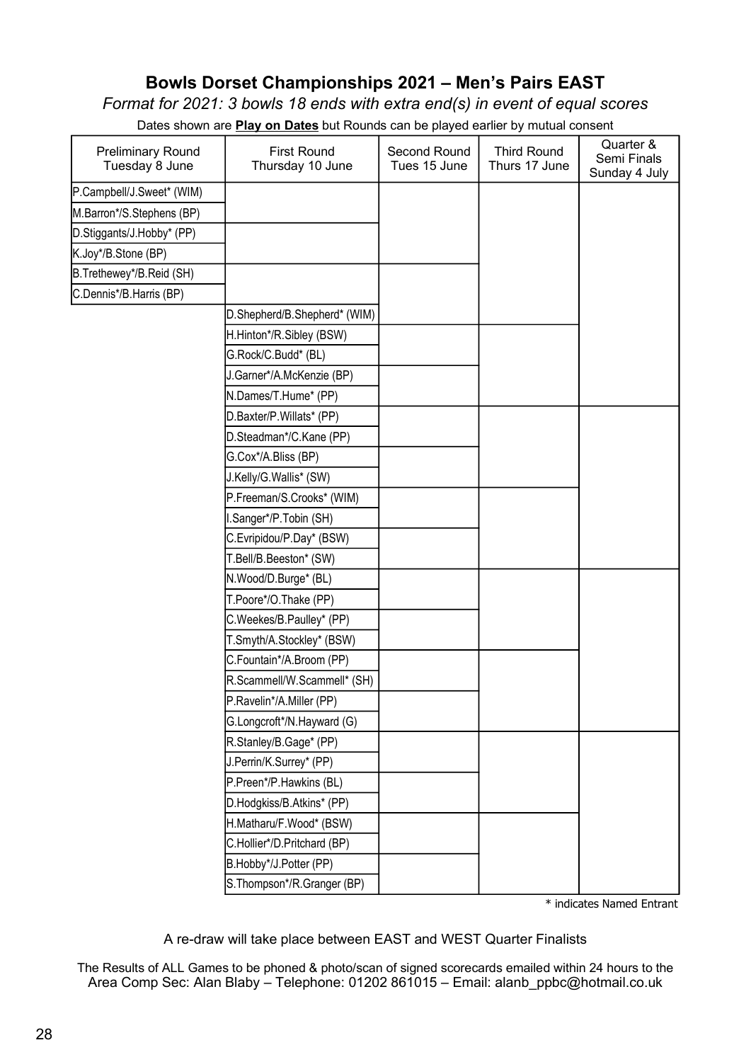## Bowls Dorset Championships 2021 – Men's Pairs EAST

*Format for 2021: 3 bowls 18 ends with extra end(s) in event of equal scores*

Dates shown are **Play on Dates** but Rounds can be played earlier by mutual consent

| Preliminary Round Tuesday 8 June | First Round Thursday 10 June | Second Round Tues 15 June | Third Round Thurs 17 June | Quarter & Semi Finals Sunday 4 July |
|---|---|---|---|---|
| P.Campbell/J.Sweet* (WIM) | | | | |
| M.Barron*/S.Stephens (BP) | | | | |
| D.Stiggants/J.Hobby* (PP) | | | | |
| K.Joy*/B.Stone (BP) | | | | |
| B.Trethewey*/B.Reid (SH) | | | | |
| C.Dennis*/B.Harris (BP) | | | | |
| | D.Shepherd/B.Shepherd* (WIM) | | | |
| | H.Hinton*/R.Sibley (BSW) | | | |
| | G.Rock/C.Budd* (BL) | | | |
| | J.Garner*/A.McKenzie (BP) | | | |
| | N.Dames/T.Hume* (PP) | | | |
| | D.Baxter/P.Willats* (PP) | | | |
| | D.Steadman*/C.Kane (PP) | | | |
| | G.Cox*/A.Bliss (BP) | | | |
| | J.Kelly/G.Wallis* (SW) | | | |
| | P.Freeman/S.Crooks* (WIM) | | | |
| | I.Sanger*/P.Tobin (SH) | | | |
| | C.Evripidou/P.Day* (BSW) | | | |
| | T.Bell/B.Beeston* (SW) | | | |
| | N.Wood/D.Burge* (BL) | | | |
| | T.Poore*/O.Thake (PP) | | | |
| | C.Weekes/B.Paulley* (PP) | | | |
| | T.Smyth/A.Stockley* (BSW) | | | |
| | C.Fountain*/A.Broom (PP) | | | |
| | R.Scammell/W.Scammell* (SH) | | | |
| | P.Ravelin*/A.Miller (PP) | | | |
| | G.Longcroft*/N.Hayward (G) | | | |
| | R.Stanley/B.Gage* (PP) | | | |
| | J.Perrin/K.Surrey* (PP) | | | |
| | P.Preen*/P.Hawkins (BL) | | | |
| | D.Hodgkiss/B.Atkins* (PP) | | | |
| | H.Matharu/F.Wood* (BSW) | | | |
| | C.Hollier*/D.Pritchard (BP) | | | |
| | B.Hobby*/J.Potter (PP) | | | |
| | S.Thompson*/R.Granger (BP) | | | |

\* indicates Named Entrant

A re-draw will take place between EAST and WEST Quarter Finalists

The Results of ALL Games to be phoned & photo/scan of signed scorecards emailed within 24 hours to the Area Comp Sec: Alan Blaby – Telephone: 01202 861015 – Email: alanb_ppbc@hotmail.co.uk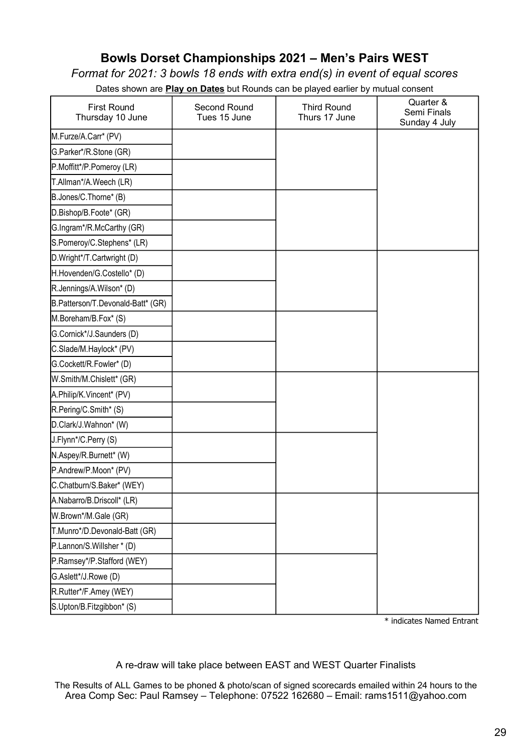## Bowls Dorset Championships 2021 – Men's Pairs WEST

*Format for 2021: 3 bowls 18 ends with extra end(s) in event of equal scores*

Dates shown are **Play on Dates** but Rounds can be played earlier by mutual consent

| First Round Thursday 10 June | Second Round Tues 15 June | Third Round Thurs 17 June | Quarter & Semi Finals Sunday 4 July |
|---|---|---|---|
| M.Furze/A.Carr* (PV) | | | |
| G.Parker*/R.Stone (GR) | | | |
| P.Moffitt*/P.Pomeroy (LR) | | | |
| T.Allman*/A.Weech (LR) | | | |
| B.Jones/C.Thorne* (B) | | | |
| D.Bishop/B.Foote* (GR) | | | |
| G.Ingram*/R.McCarthy (GR) | | | |
| S.Pomeroy/C.Stephens* (LR) | | | |
| D.Wright*/T.Cartwright (D) | | | |
| H.Hovenden/G.Costello* (D) | | | |
| R.Jennings/A.Wilson* (D) | | | |
| B.Patterson/T.Devonald-Batt* (GR) | | | |
| M.Boreham/B.Fox* (S) | | | |
| G.Cornick*/J.Saunders (D) | | | |
| C.Slade/M.Haylock* (PV) | | | |
| G.Cockett/R.Fowler* (D) | | | |
| W.Smith/M.Chislett* (GR) | | | |
| A.Philip/K.Vincent* (PV) | | | |
| R.Pering/C.Smith* (S) | | | |
| D.Clark/J.Wahnon* (W) | | | |
| J.Flynn*/C.Perry (S) | | | |
| N.Aspey/R.Burnett* (W) | | | |
| P.Andrew/P.Moon* (PV) | | | |
| C.Chatburn/S.Baker* (WEY) | | | |
| A.Nabarro/B.Driscoll* (LR) | | | |
| W.Brown*/M.Gale (GR) | | | |
| T.Munro*/D.Devonald-Batt (GR) | | | |
| P.Lannon/S.Willsher * (D) | | | |
| P.Ramsey*/P.Stafford (WEY) | | | |
| G.Aslett*/J.Rowe (D) | | | |
| R.Rutter*/F.Amey (WEY) | | | |
| S.Upton/B.Fitzgibbon* (S) | | | |

\* indicates Named Entrant

A re-draw will take place between EAST and WEST Quarter Finalists

The Results of ALL Games to be phoned & photo/scan of signed scorecards emailed within 24 hours to the Area Comp Sec: Paul Ramsey – Telephone: 07522 162680 – Email: rams1511@yahoo.com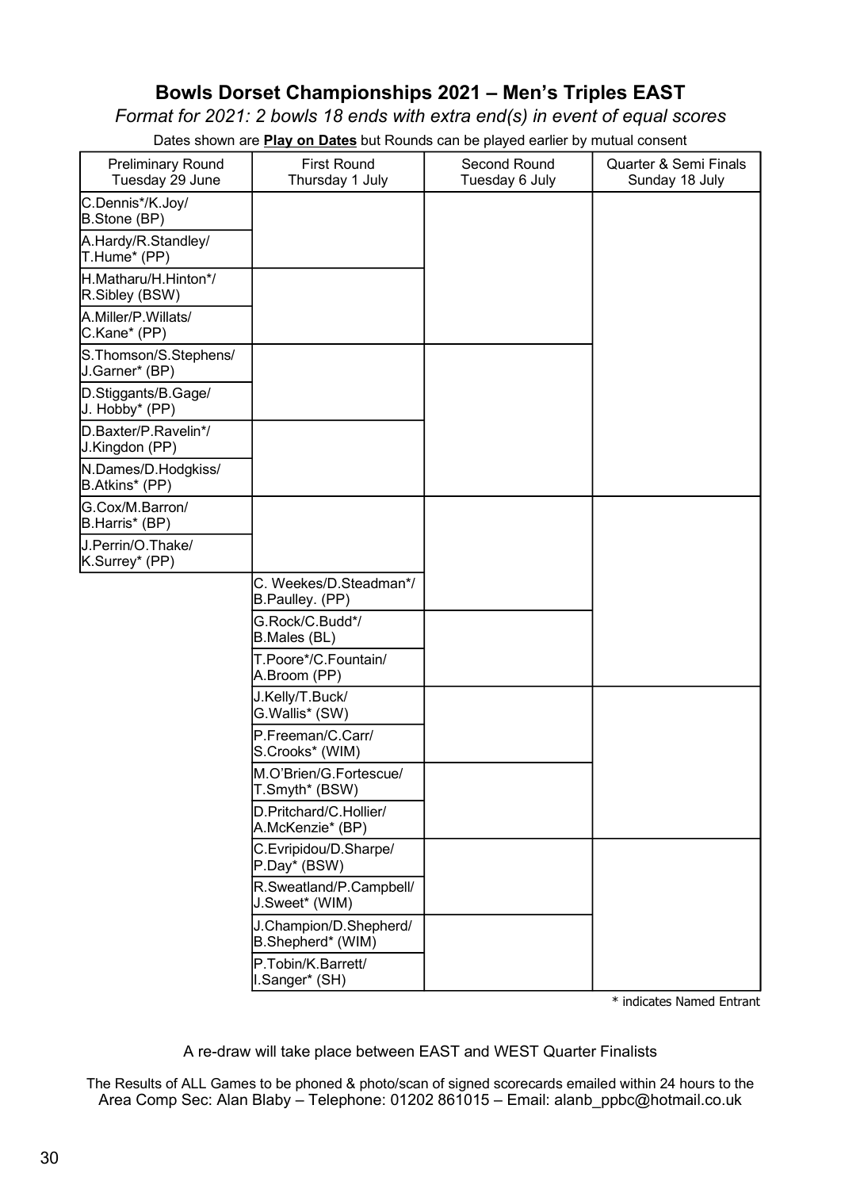# Bowls Dorset Championships 2021 – Men's Triples EAST

*Format for 2021: 2 bowls 18 ends with extra end(s) in event of equal scores*

Dates shown are **Play on Dates** but Rounds can be played earlier by mutual consent

| Preliminary Round Tuesday 29 June | First Round Thursday 1 July | Second Round Tuesday 6 July | Quarter & Semi Finals Sunday 18 July |
|---|---|---|---|
| C.Dennis*/K.Joy/ B.Stone (BP) | | | |
| A.Hardy/R.Standley/ T.Hume* (PP) | | | |
| H.Matharu/H.Hinton*/ R.Sibley (BSW) | | | |
| A.Miller/P.Willats/ C.Kane* (PP) | | | |
| S.Thomson/S.Stephens/ J.Garner* (BP) | | | |
| D.Stiggants/B.Gage/ J. Hobby* (PP) | | | |
| D.Baxter/P.Ravelin*/ J.Kingdon (PP) | | | |
| N.Dames/D.Hodgkiss/ B.Atkins* (PP) | | | |
| G.Cox/M.Barron/ B.Harris* (BP) | | | |
| J.Perrin/O.Thake/ K.Surrey* (PP) | | | |
| | C. Weekes/D.Steadman*/ B.Paulley. (PP) | | |
| | G.Rock/C.Budd*/ B.Males (BL) | | |
| | T.Poore*/C.Fountain/ A.Broom (PP) | | |
| | J.Kelly/T.Buck/ G.Wallis* (SW) | | |
| | P.Freeman/C.Carr/ S.Crooks* (WIM) | | |
| | M.O'Brien/G.Fortescue/ T.Smyth* (BSW) | | |
| | D.Pritchard/C.Hollier/ A.McKenzie* (BP) | | |
| | C.Evripidou/D.Sharpe/ P.Day* (BSW) | | |
| | R.Sweatland/P.Campbell/ J.Sweet* (WIM) | | |
| | J.Champion/D.Shepherd/ B.Shepherd* (WIM) | | |
| | P.Tobin/K.Barrett/ I.Sanger* (SH) | | |

\* indicates Named Entrant

A re-draw will take place between EAST and WEST Quarter Finalists

The Results of ALL Games to be phoned & photo/scan of signed scorecards emailed within 24 hours to the Area Comp Sec: Alan Blaby – Telephone: 01202 861015 – Email: alanb_ppbc@hotmail.co.uk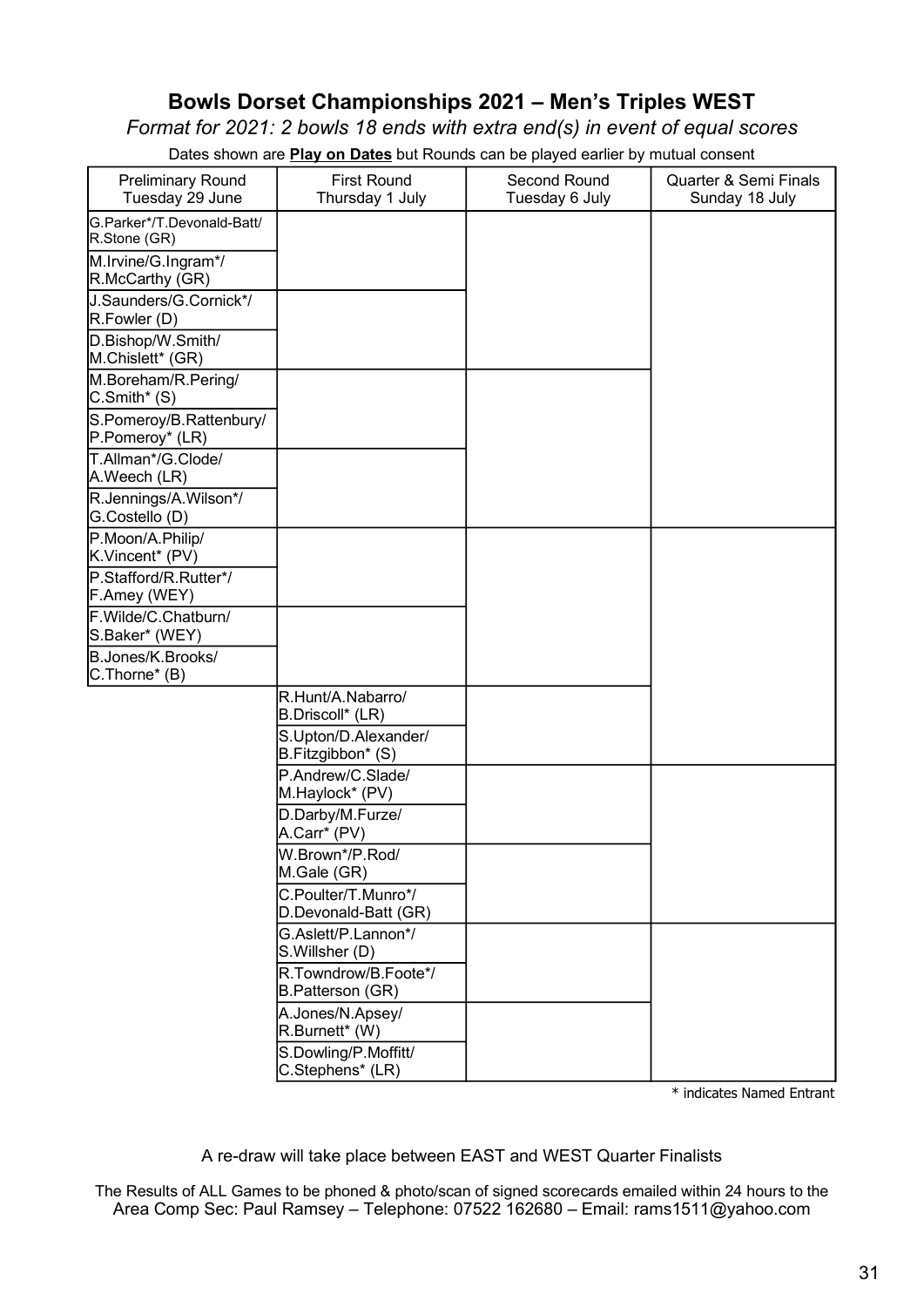# Bowls Dorset Championships 2021 – Men's Triples WEST

*Format for 2021: 2 bowls 18 ends with extra end(s) in event of equal scores*

Dates shown are **Play on Dates** but Rounds can be played earlier by mutual consent

| Preliminary Round Tuesday 29 June | First Round Thursday 1 July | Second Round Tuesday 6 July | Quarter & Semi Finals Sunday 18 July |
|---|---|---|---|
| G.Parker*/T.Devonald-Batt/ R.Stone (GR) | | | |
| M.Irvine/G.Ingram*/ R.McCarthy (GR) | | | |
| J.Saunders/G.Cornick*/ R.Fowler (D) | | | |
| D.Bishop/W.Smith/ M.Chislett* (GR) | | | |
| M.Boreham/R.Pering/ C.Smith* (S) | | | |
| S.Pomeroy/B.Rattenbury/ P.Pomeroy* (LR) | | | |
| T.Allman*/G.Clode/ A.Weech (LR) | | | |
| R.Jennings/A.Wilson*/ G.Costello (D) | | | |
| P.Moon/A.Philip/ K.Vincent* (PV) | | | |
| P.Stafford/R.Rutter*/ F.Amey (WEY) | | | |
| F.Wilde/C.Chatburn/ S.Baker* (WEY) | | | |
| B.Jones/K.Brooks/ C.Thorne* (B) | | | |
| | R.Hunt/A.Nabarro/ B.Driscoll* (LR) | | |
| | S.Upton/D.Alexander/ B.Fitzgibbon* (S) | | |
| | P.Andrew/C.Slade/ M.Haylock* (PV) | | |
| | D.Darby/M.Furze/ A.Carr* (PV) | | |
| | W.Brown*/P.Rod/ M.Gale (GR) | | |
| | C.Poulter/T.Munro*/ D.Devonald-Batt (GR) | | |
| | G.Aslett/P.Lannon*/ S.Willsher (D) | | |
| | R.Towndrow/B.Foote*/ B.Patterson (GR) | | |
| | A.Jones/N.Apsey/ R.Burnett* (W) | | |
| | S.Dowling/P.Moffitt/ C.Stephens* (LR) | | |

\* indicates Named Entrant

A re-draw will take place between EAST and WEST Quarter Finalists

The Results of ALL Games to be phoned & photo/scan of signed scorecards emailed within 24 hours to the Area Comp Sec: Paul Ramsey – Telephone: 07522 162680 – Email: rams1511@yahoo.com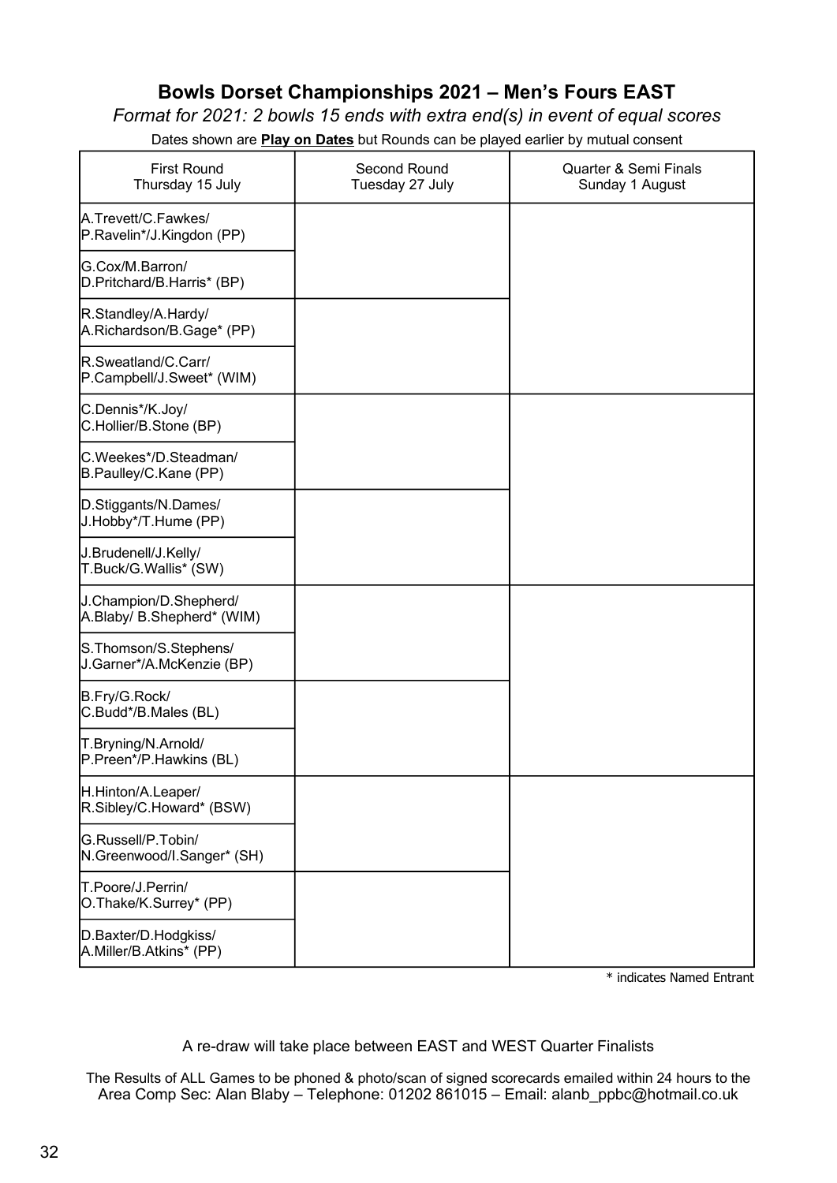## Bowls Dorset Championships 2021 – Men's Fours EAST

*Format for 2021: 2 bowls 15 ends with extra end(s) in event of equal scores*

Dates shown are **Play on Dates** but Rounds can be played earlier by mutual consent

| First Round<br>Thursday 15 July | Second Round<br>Tuesday 27 July | Quarter & Semi Finals<br>Sunday 1 August |
|---|---|---|
| A.Trevett/C.Fawkes/<br>P.Ravelin*/J.Kingdon (PP) | | |
| G.Cox/M.Barron/<br>D.Pritchard/B.Harris* (BP) | | |
| R.Standley/A.Hardy/<br>A.Richardson/B.Gage* (PP) | | |
| R.Sweatland/C.Carr/<br>P.Campbell/J.Sweet* (WIM) | | |
| C.Dennis*/K.Joy/<br>C.Hollier/B.Stone (BP) | | |
| C.Weekes*/D.Steadman/<br>B.Paulley/C.Kane (PP) | | |
| D.Stiggants/N.Dames/<br>J.Hobby*/T.Hume (PP) | | |
| J.Brudenell/J.Kelly/<br>T.Buck/G.Wallis* (SW) | | |
| J.Champion/D.Shepherd/<br>A.Blaby/ B.Shepherd* (WIM) | | |
| S.Thomson/S.Stephens/<br>J.Garner*/A.McKenzie (BP) | | |
| B.Fry/G.Rock/<br>C.Budd*/B.Males (BL) | | |
| T.Bryning/N.Arnold/<br>P.Preen*/P.Hawkins (BL) | | |
| H.Hinton/A.Leaper/<br>R.Sibley/C.Howard* (BSW) | | |
| G.Russell/P.Tobin/<br>N.Greenwood/I.Sanger* (SH) | | |
| T.Poore/J.Perrin/<br>O.Thake/K.Surrey* (PP) | | |
| D.Baxter/D.Hodgkiss/<br>A.Miller/B.Atkins* (PP) | | |

\* indicates Named Entrant

A re-draw will take place between EAST and WEST Quarter Finalists

The Results of ALL Games to be phoned & photo/scan of signed scorecards emailed within 24 hours to the Area Comp Sec: Alan Blaby – Telephone: 01202 861015 – Email: alanb_ppbc@hotmail.co.uk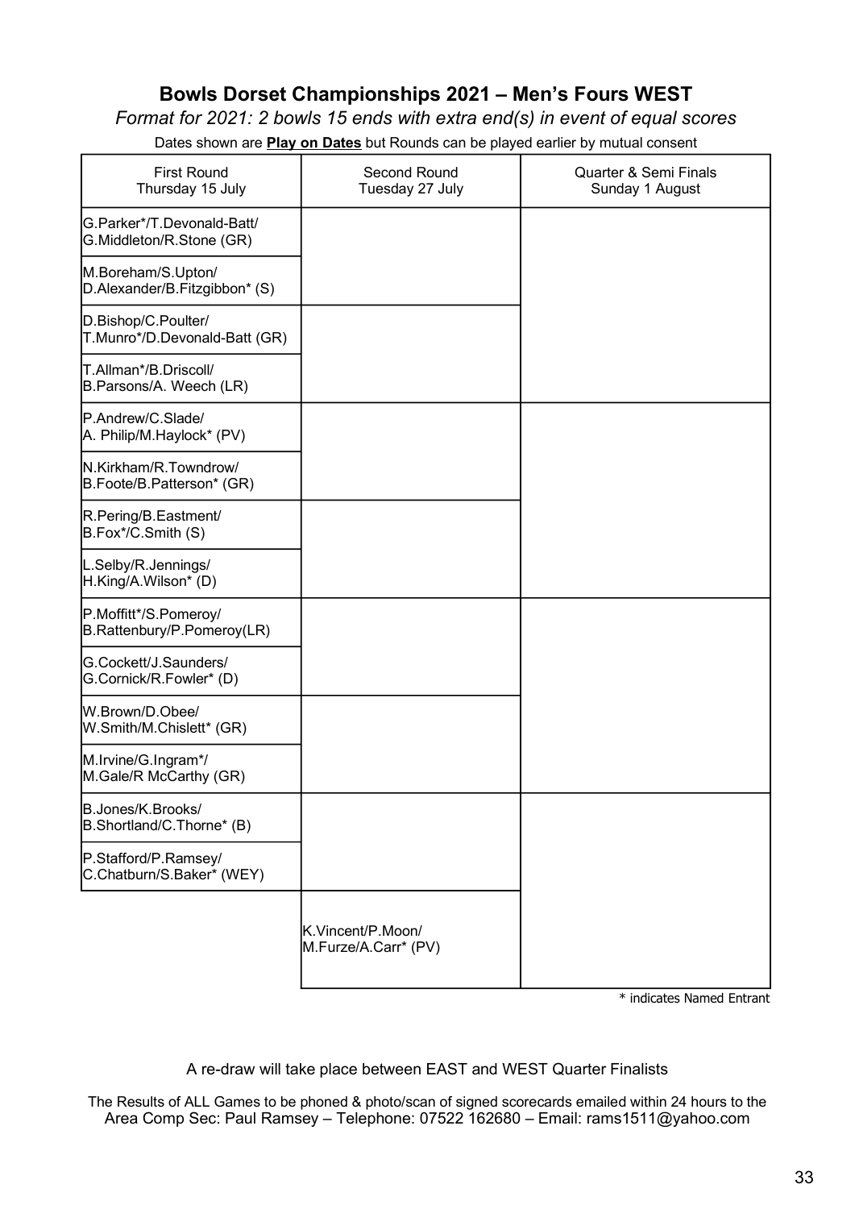## Bowls Dorset Championships 2021 – Men's Fours WEST

*Format for 2021: 2 bowls 15 ends with extra end(s) in event of equal scores*

Dates shown are **Play on Dates** but Rounds can be played earlier by mutual consent

| First Round Thursday 15 July | Second Round Tuesday 27 July | Quarter & Semi Finals Sunday 1 August |
|---|---|---|
| G.Parker*/T.Devonald-Batt/ G.Middleton/R.Stone (GR) | | |
| M.Boreham/S.Upton/ D.Alexander/B.Fitzgibbon* (S) | | |
| D.Bishop/C.Poulter/ T.Munro*/D.Devonald-Batt (GR) | | |
| T.Allman*/B.Driscoll/ B.Parsons/A. Weech (LR) | | |
| P.Andrew/C.Slade/ A. Philip/M.Haylock* (PV) | | |
| N.Kirkham/R.Towndrow/ B.Foote/B.Patterson* (GR) | | |
| R.Pering/B.Eastment/ B.Fox*/C.Smith (S) | | |
| L.Selby/R.Jennings/ H.King/A.Wilson* (D) | | |
| P.Moffitt*/S.Pomeroy/ B.Rattenbury/P.Pomeroy(LR) | | |
| G.Cockett/J.Saunders/ G.Cornick/R.Fowler* (D) | | |
| W.Brown/D.Obee/ W.Smith/M.Chislett* (GR) | | |
| M.Irvine/G.Ingram*/ M.Gale/R McCarthy (GR) | | |
| B.Jones/K.Brooks/ B.Shortland/C.Thorne* (B) | | |
| P.Stafford/P.Ramsey/ C.Chatburn/S.Baker* (WEY) | | |
| | K.Vincent/P.Moon/ M.Furze/A.Carr* (PV) | |

\* indicates Named Entrant

A re-draw will take place between EAST and WEST Quarter Finalists

The Results of ALL Games to be phoned & photo/scan of signed scorecards emailed within 24 hours to the Area Comp Sec: Paul Ramsey – Telephone: 07522 162680 – Email: rams1511@yahoo.com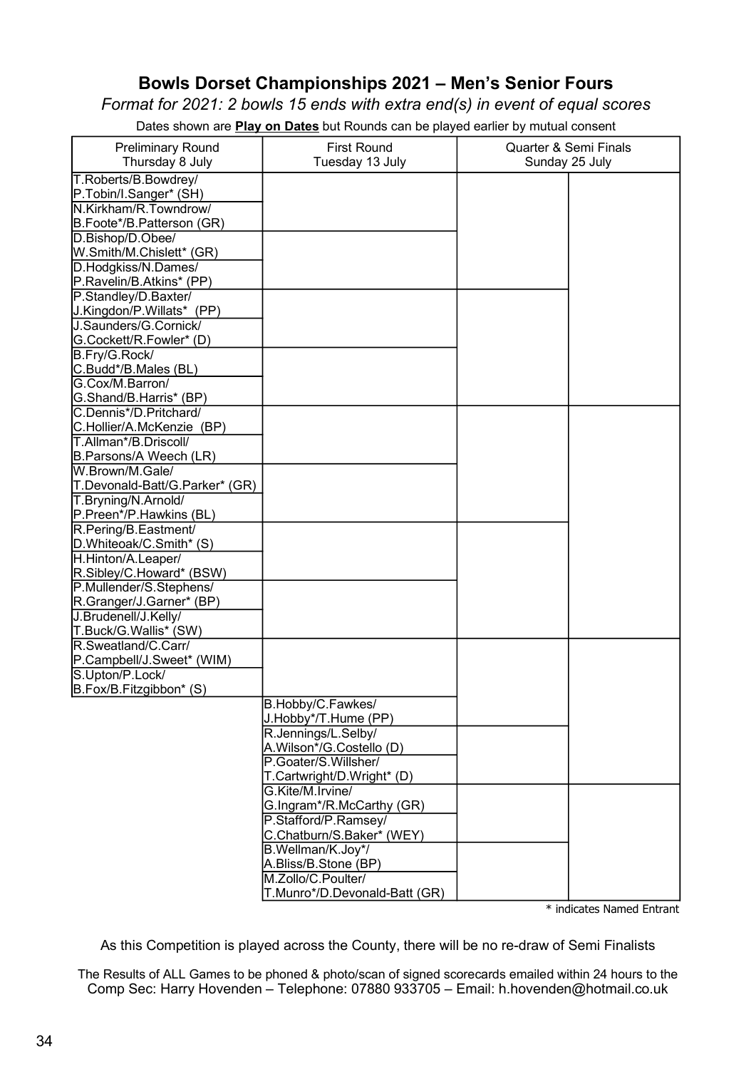# Bowls Dorset Championships 2021 – Men's Senior Fours

*Format for 2021: 2 bowls 15 ends with extra end(s) in event of equal scores*

Dates shown are **Play on Dates** but Rounds can be played earlier by mutual consent

| Preliminary Round Thursday 8 July | First Round Tuesday 13 July | Quarter & Semi Finals Sunday 25 July | |
|---|---|---|---|
| T.Roberts/B.Bowdrey/ P.Tobin/I.Sanger* (SH) | | | |
| N.Kirkham/R.Towndrow/ B.Foote*/B.Patterson (GR) | | | |
| D.Bishop/D.Obee/ W.Smith/M.Chislett* (GR) | | | |
| D.Hodgkiss/N.Dames/ P.Ravelin/B.Atkins* (PP) | | | |
| P.Standley/D.Baxter/ J.Kingdon/P.Willats* (PP) | | | |
| J.Saunders/G.Cornick/ G.Cockett/R.Fowler* (D) | | | |
| B.Fry/G.Rock/ C.Budd*/B.Males (BL) | | | |
| G.Cox/M.Barron/ G.Shand/B.Harris* (BP) | | | |
| C.Dennis*/D.Pritchard/ C.Hollier/A.McKenzie (BP) | | | |
| T.Allman*/B.Driscoll/ B.Parsons/A Weech (LR) | | | |
| W.Brown/M.Gale/ T.Devonald-Batt/G.Parker* (GR) | | | |
| T.Bryning/N.Arnold/ P.Preen*/P.Hawkins (BL) | | | |
| R.Pering/B.Eastment/ D.Whiteoak/C.Smith* (S) | | | |
| H.Hinton/A.Leaper/ R.Sibley/C.Howard* (BSW) | | | |
| P.Mullender/S.Stephens/ R.Granger/J.Garner* (BP) | | | |
| J.Brudenell/J.Kelly/ T.Buck/G.Wallis* (SW) | | | |
| R.Sweatland/C.Carr/ P.Campbell/J.Sweet* (WIM) | | | |
| S.Upton/P.Lock/ B.Fox/B.Fitzgibbon* (S) | | | |
| | B.Hobby/C.Fawkes/ J.Hobby*/T.Hume (PP) | | |
| | R.Jennings/L.Selby/ A.Wilson*/G.Costello (D) | | |
| | P.Goater/S.Willsher/ T.Cartwright/D.Wright* (D) | | |
| | G.Kite/M.Irvine/ G.Ingram*/R.McCarthy (GR) | | |
| | P.Stafford/P.Ramsey/ C.Chatburn/S.Baker* (WEY) | | |
| | B.Wellman/K.Joy*/ A.Bliss/B.Stone (BP) | | |
| | M.Zollo/C.Poulter/ T.Munro*/D.Devonald-Batt (GR) | | |

\* indicates Named Entrant

As this Competition is played across the County, there will be no re-draw of Semi Finalists

The Results of ALL Games to be phoned & photo/scan of signed scorecards emailed within 24 hours to the Comp Sec: Harry Hovenden – Telephone: 07880 933705 – Email: h.hovenden@hotmail.co.uk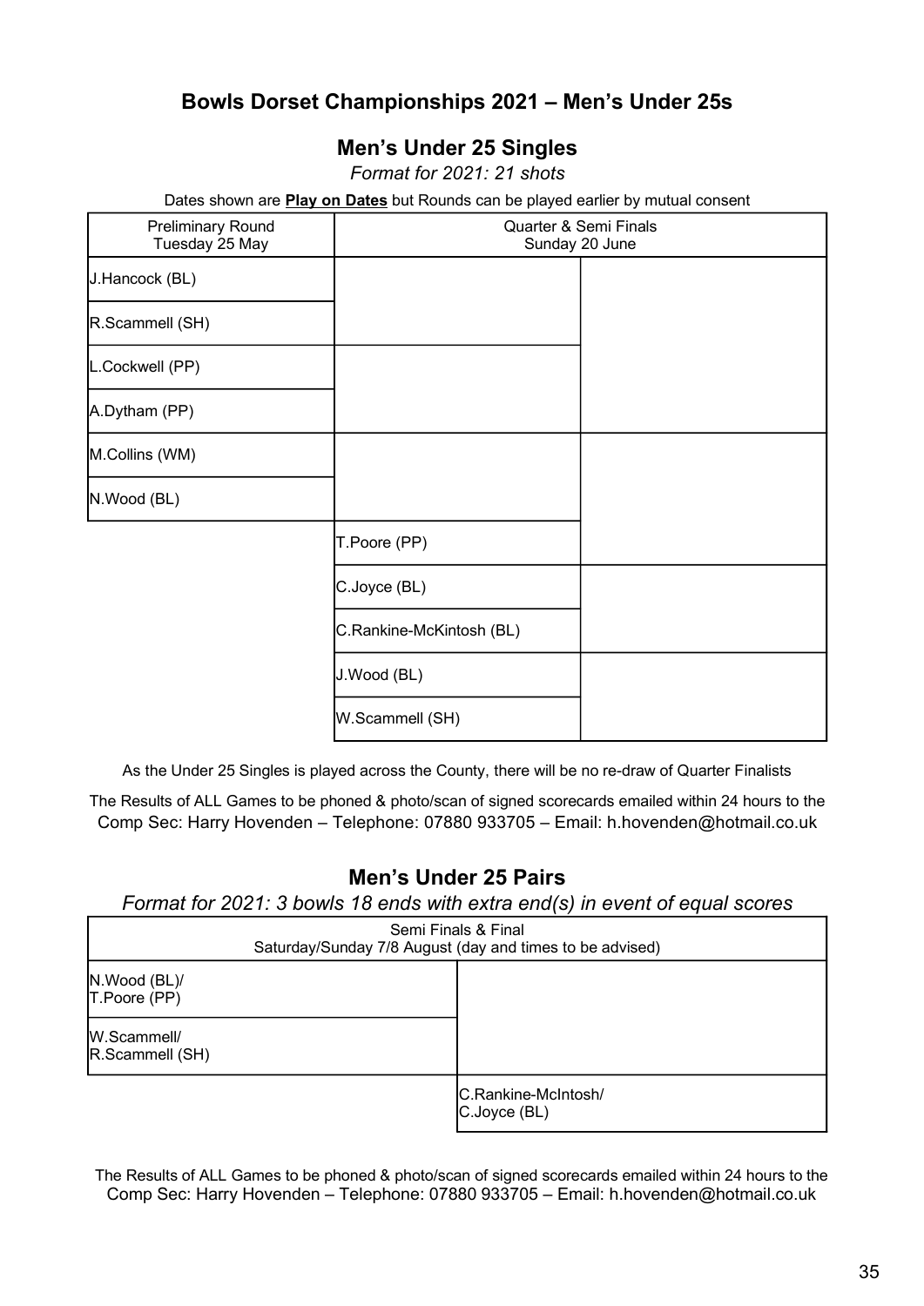## Bowls Dorset Championships 2021 – Men's Under 25s

### Men's Under 25 Singles

*Format for 2021: 21 shots*

Dates shown are **Play on Dates** but Rounds can be played earlier by mutual consent

| Preliminary Round Tuesday 25 May | Quarter & Semi Finals Sunday 20 June | |
|---|---|---|
| J.Hancock (BL) | | |
| R.Scammell (SH) | | |
| L.Cockwell (PP) | | |
| A.Dytham (PP) | | |
| M.Collins (WM) | | |
| N.Wood (BL) | | |
| | T.Poore (PP) | |
| | C.Joyce (BL) | |
| | C.Rankine-McKintosh (BL) | |
| | J.Wood (BL) | |
| | W.Scammell (SH) | |

As the Under 25 Singles is played across the County, there will be no re-draw of Quarter Finalists

The Results of ALL Games to be phoned & photo/scan of signed scorecards emailed within 24 hours to the Comp Sec: Harry Hovenden – Telephone: 07880 933705 – Email: h.hovenden@hotmail.co.uk

### Men's Under 25 Pairs

*Format for 2021: 3 bowls 18 ends with extra end(s) in event of equal scores*

| Semi Finals & Final Saturday/Sunday 7/8 August (day and times to be advised) | |
|---|---|
| N.Wood (BL)/ T.Poore (PP) | |
| W.Scammell/ R.Scammell (SH) | |
| | C.Rankine-McIntosh/ C.Joyce (BL) |

The Results of ALL Games to be phoned & photo/scan of signed scorecards emailed within 24 hours to the Comp Sec: Harry Hovenden – Telephone: 07880 933705 – Email: h.hovenden@hotmail.co.uk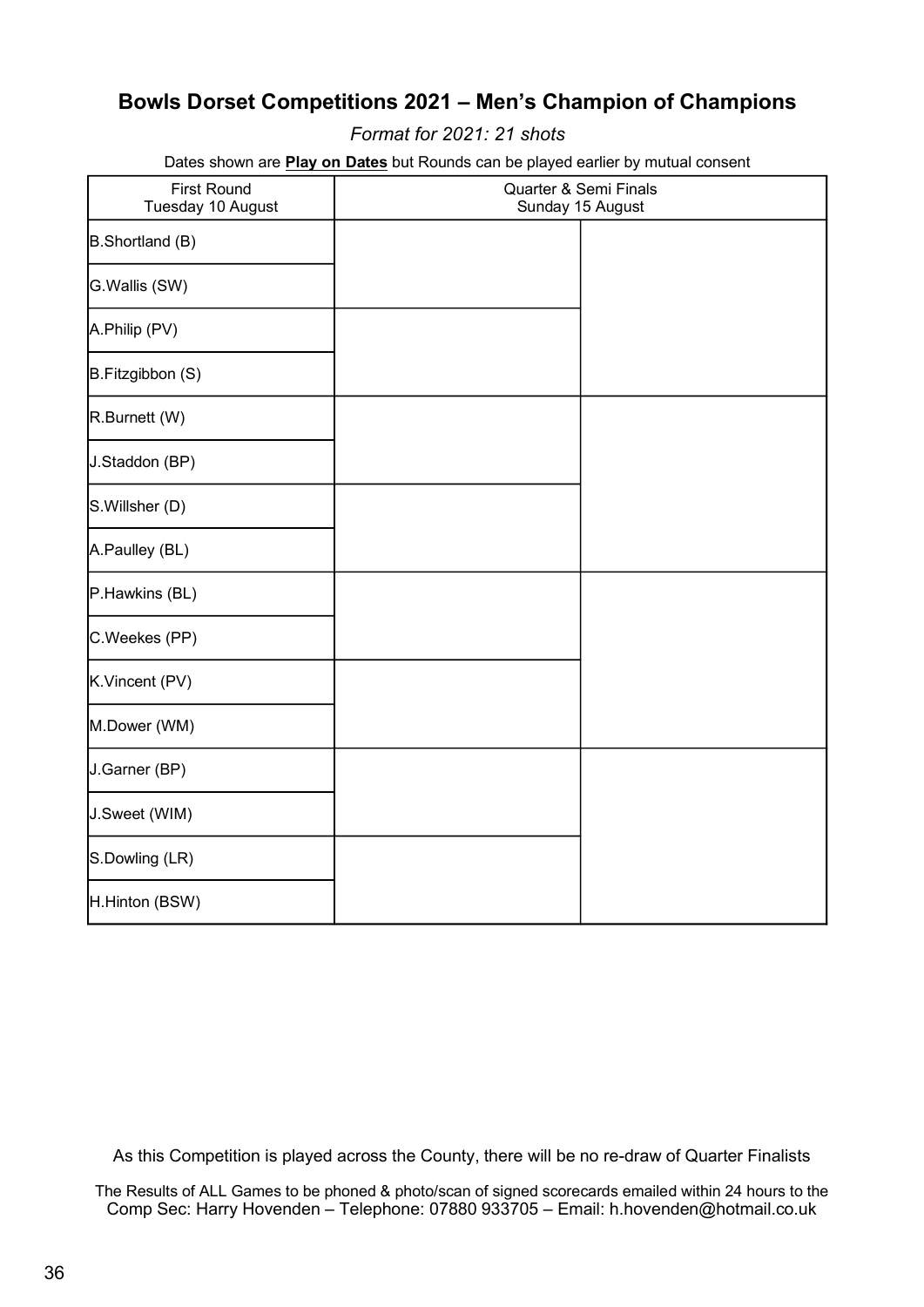## Bowls Dorset Competitions 2021 – Men's Champion of Champions

*Format for 2021: 21 shots*

Dates shown are **Play on Dates** but Rounds can be played earlier by mutual consent

| First Round<br>Tuesday 10 August | Quarter & Semi Finals<br>Sunday 15 August | |
|---|---|---|
| B.Shortland (B) | | |
| G.Wallis (SW) | | |
| A.Philip (PV) | | |
| B.Fitzgibbon (S) | | |
| R.Burnett (W) | | |
| J.Staddon (BP) | | |
| S.Willsher (D) | | |
| A.Paulley (BL) | | |
| P.Hawkins (BL) | | |
| C.Weekes (PP) | | |
| K.Vincent (PV) | | |
| M.Dower (WM) | | |
| J.Garner (BP) | | |
| J.Sweet (WIM) | | |
| S.Dowling (LR) | | |
| H.Hinton (BSW) | | |

As this Competition is played across the County, there will be no re-draw of Quarter Finalists

The Results of ALL Games to be phoned & photo/scan of signed scorecards emailed within 24 hours to the Comp Sec: Harry Hovenden – Telephone: 07880 933705 – Email: h.hovenden@hotmail.co.uk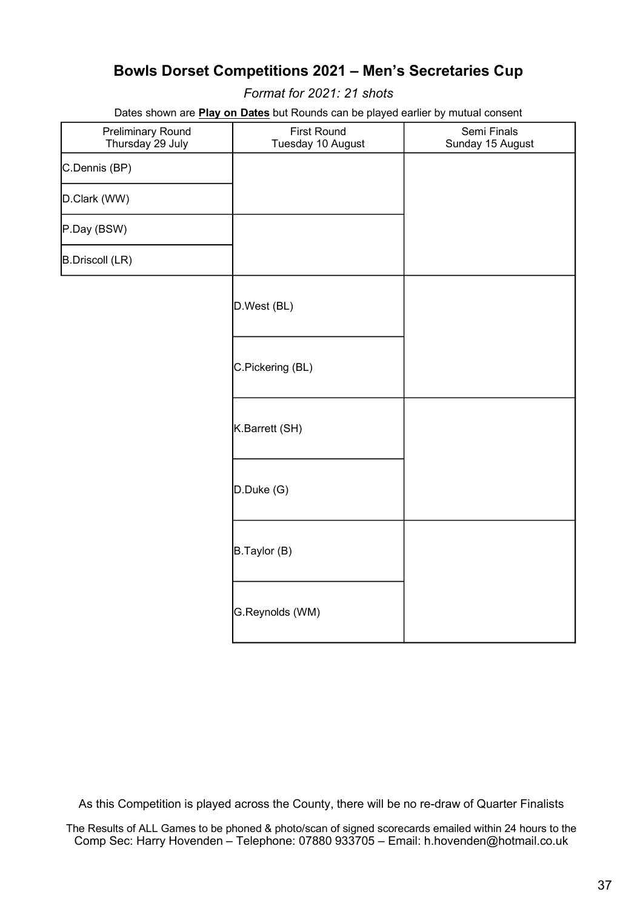# Bowls Dorset Competitions 2021 – Men's Secretaries Cup

*Format for 2021: 21 shots*

Dates shown are **Play on Dates** but Rounds can be played earlier by mutual consent

| Preliminary Round<br>Thursday 29 July | First Round<br>Tuesday 10 August | Semi Finals<br>Sunday 15 August |
|---|---|---|
| C.Dennis (BP) | | |
| D.Clark (WW) | | |
| P.Day (BSW) | | |
| B.Driscoll (LR) | | |
| | D.West (BL) | |
| | C.Pickering (BL) | |
| | K.Barrett (SH) | |
| | D.Duke (G) | |
| | B.Taylor (B) | |
| | G.Reynolds (WM) | |

As this Competition is played across the County, there will be no re-draw of Quarter Finalists

The Results of ALL Games to be phoned & photo/scan of signed scorecards emailed within 24 hours to the Comp Sec: Harry Hovenden – Telephone: 07880 933705 – Email: h.hovenden@hotmail.co.uk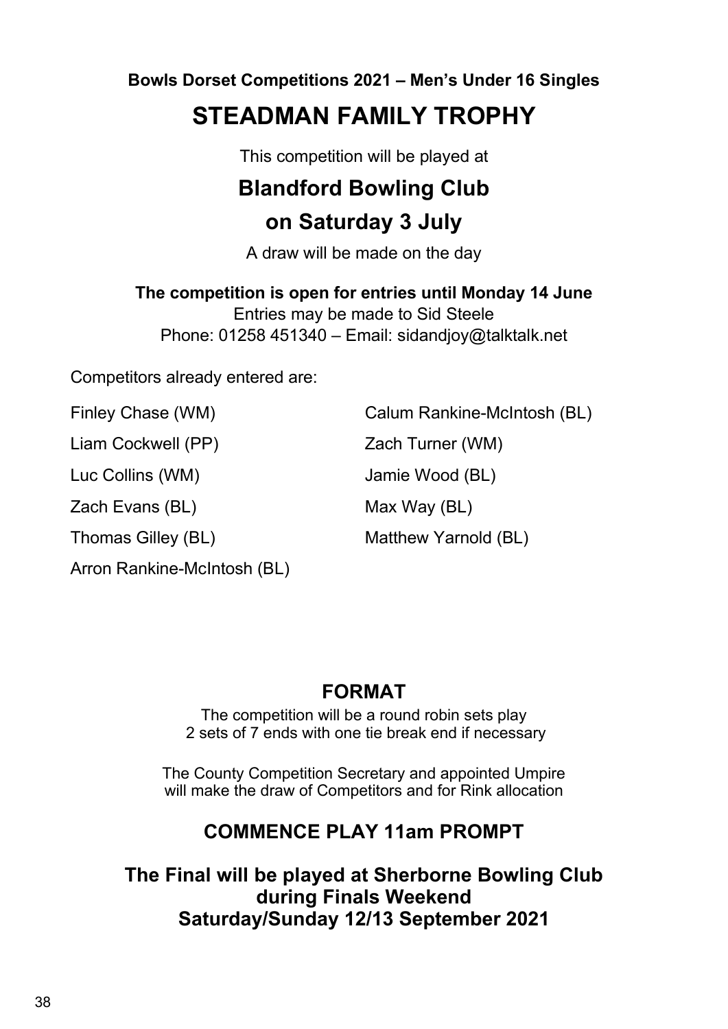**Bowls Dorset Competitions 2021 – Men's Under 16 Singles**

# STEADMAN FAMILY TROPHY

This competition will be played at

## Blandford Bowling Club

## on Saturday 3 July

A draw will be made on the day

**The competition is open for entries until Monday 14 June**

Entries may be made to Sid Steele

Phone: 01258 451340 – Email: sidandjoy@talktalk.net

Competitors already entered are:

Finley Chase (WM)

Liam Cockwell (PP)

Luc Collins (WM)

Zach Evans (BL)

Thomas Gilley (BL)

Arron Rankine-McIntosh (BL)

Calum Rankine-McIntosh (BL)

Zach Turner (WM)

Jamie Wood (BL)

Max Way (BL)

Matthew Yarnold (BL)

## FORMAT

The competition will be a round robin sets play
2 sets of 7 ends with one tie break end if necessary

The County Competition Secretary and appointed Umpire will make the draw of Competitors and for Rink allocation

## COMMENCE PLAY 11am PROMPT

## The Final will be played at Sherborne Bowling Club during Finals Weekend Saturday/Sunday 12/13 September 2021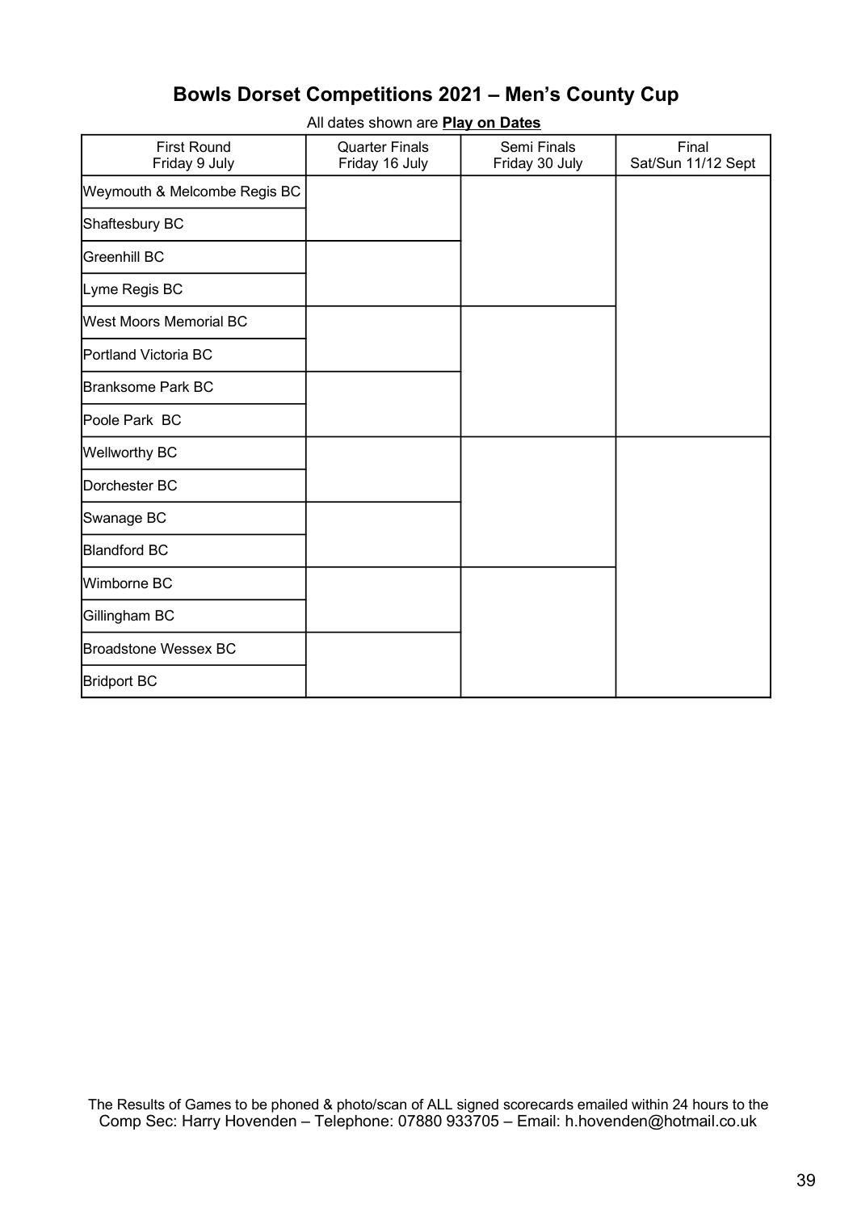## Bowls Dorset Competitions 2021 – Men's County Cup

All dates shown are **Play on Dates**

| First Round Friday 9 July | Quarter Finals Friday 16 July | Semi Finals Friday 30 July | Final Sat/Sun 11/12 Sept |
|---|---|---|---|
| Weymouth & Melcombe Regis BC | | | |
| Shaftesbury BC | | | |
| Greenhill BC | | | |
| Lyme Regis BC | | | |
| West Moors Memorial BC | | | |
| Portland Victoria BC | | | |
| Branksome Park BC | | | |
| Poole Park BC | | | |
| Wellworthy BC | | | |
| Dorchester BC | | | |
| Swanage BC | | | |
| Blandford BC | | | |
| Wimborne BC | | | |
| Gillingham BC | | | |
| Broadstone Wessex BC | | | |
| Bridport BC | | | |

The Results of Games to be phoned & photo/scan of ALL signed scorecards emailed within 24 hours to the Comp Sec: Harry Hovenden – Telephone: 07880 933705 – Email: h.hovenden@hotmail.co.uk